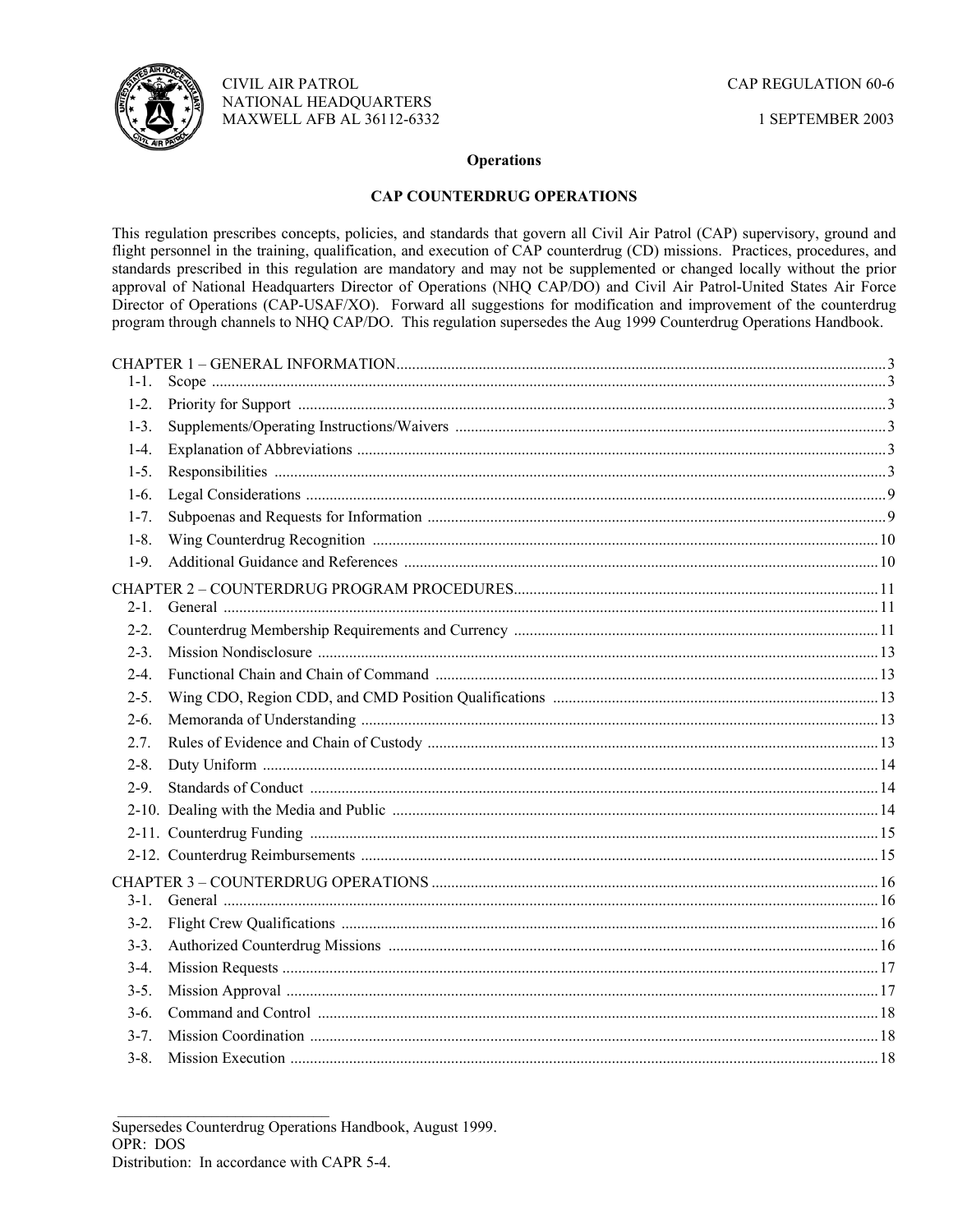CIVIL AIR PATROL
NATIONAL HEADQUARTERS
MAXWELL AFB AL 36112-6332

CAP REGULATION 60-6

1 SEPTEMBER 2003

**Operations**

# CAP COUNTERDRUG OPERATIONS

This regulation prescribes concepts, policies, and standards that govern all Civil Air Patrol (CAP) supervisory, ground and flight personnel in the training, qualification, and execution of CAP counterdrug (CD) missions. Practices, procedures, and standards prescribed in this regulation are mandatory and may not be supplemented or changed locally without the prior approval of National Headquarters Director of Operations (NHQ CAP/DO) and Civil Air Patrol-United States Air Force Director of Operations (CAP-USAF/XO). Forward all suggestions for modification and improvement of the counterdrug program through channels to NHQ CAP/DO. This regulation supersedes the Aug 1999 Counterdrug Operations Handbook.

CHAPTER 1 – GENERAL INFORMATION .......... 3
- 1-1. Scope .......... 3
- 1-2. Priority for Support .......... 3
- 1-3. Supplements/Operating Instructions/Waivers .......... 3
- 1-4. Explanation of Abbreviations .......... 3
- 1-5. Responsibilities .......... 3
- 1-6. Legal Considerations .......... 9
- 1-7. Subpoenas and Requests for Information .......... 9
- 1-8. Wing Counterdrug Recognition .......... 10
- 1-9. Additional Guidance and References .......... 10

CHAPTER 2 – COUNTERDRUG PROGRAM PROCEDURES .......... 11
- 2-1. General .......... 11
- 2-2. Counterdrug Membership Requirements and Currency .......... 11
- 2-3. Mission Nondisclosure .......... 13
- 2-4. Functional Chain and Chain of Command .......... 13
- 2-5. Wing CDO, Region CDD, and CMD Position Qualifications .......... 13
- 2-6. Memoranda of Understanding .......... 13
- 2.7. Rules of Evidence and Chain of Custody .......... 13
- 2-8. Duty Uniform .......... 14
- 2-9. Standards of Conduct .......... 14
- 2-10. Dealing with the Media and Public .......... 14
- 2-11. Counterdrug Funding .......... 15
- 2-12. Counterdrug Reimbursements .......... 15

CHAPTER 3 – COUNTERDRUG OPERATIONS .......... 16
- 3-1. General .......... 16
- 3-2. Flight Crew Qualifications .......... 16
- 3-3. Authorized Counterdrug Missions .......... 16
- 3-4. Mission Requests .......... 17
- 3-5. Mission Approval .......... 17
- 3-6. Command and Control .......... 18
- 3-7. Mission Coordination .......... 18
- 3-8. Mission Execution .......... 18

---

Supersedes Counterdrug Operations Handbook, August 1999.
OPR: DOS
Distribution: In accordance with CAPR 5-4.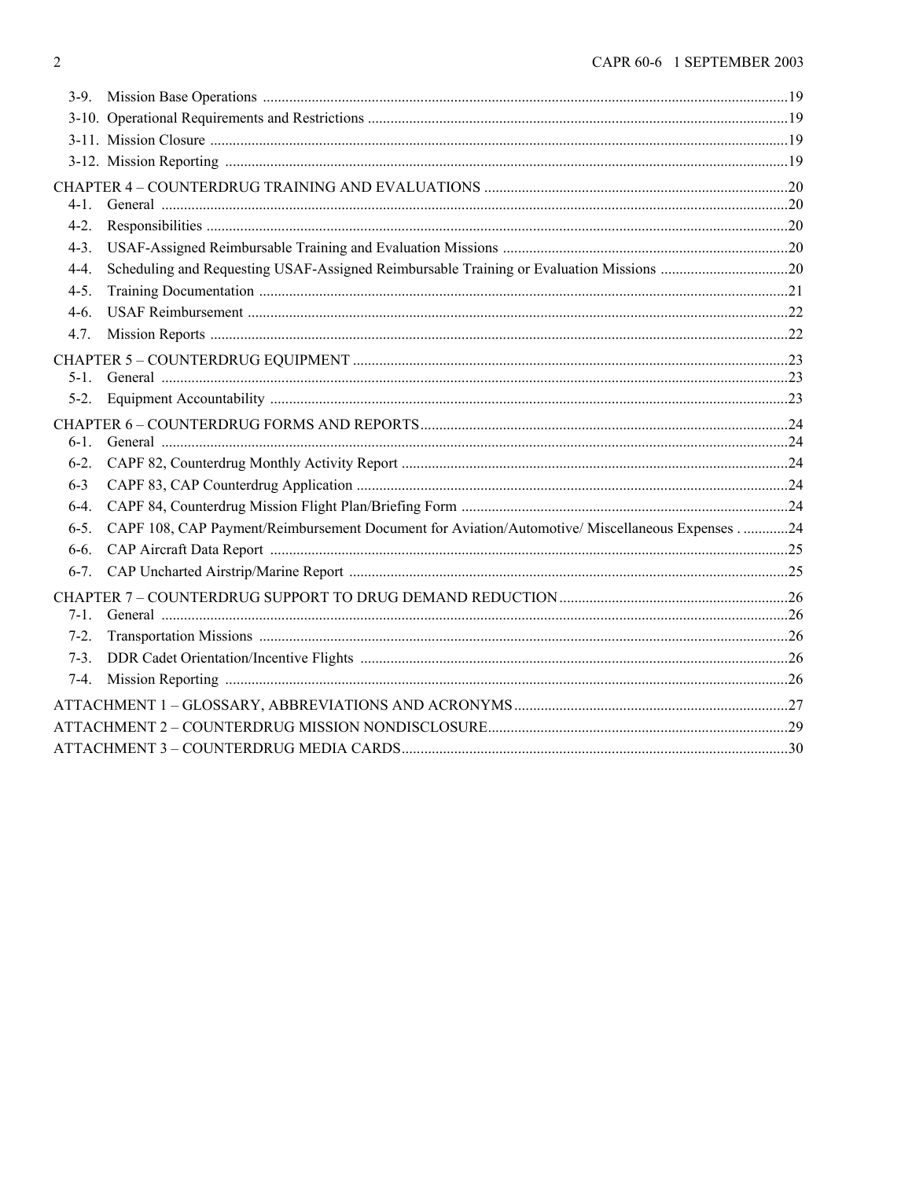3-9. Mission Base Operations ....19
3-10. Operational Requirements and Restrictions ....19
3-11. Mission Closure ....19
3-12. Mission Reporting ....19

CHAPTER 4 – COUNTERDRUG TRAINING AND EVALUATIONS ....20
4-1. General ....20
4-2. Responsibilities ....20
4-3. USAF-Assigned Reimbursable Training and Evaluation Missions ....20
4-4. Scheduling and Requesting USAF-Assigned Reimbursable Training or Evaluation Missions ....20
4-5. Training Documentation ....21
4-6. USAF Reimbursement ....22
4.7. Mission Reports ....22

CHAPTER 5 – COUNTERDRUG EQUIPMENT ....23
5-1. General ....23
5-2. Equipment Accountability ....23

CHAPTER 6 – COUNTERDRUG FORMS AND REPORTS ....24
6-1. General ....24
6-2. CAPF 82, Counterdrug Monthly Activity Report ....24
6-3 CAPF 83, CAP Counterdrug Application ....24
6-4. CAPF 84, Counterdrug Mission Flight Plan/Briefing Form ....24
6-5. CAPF 108, CAP Payment/Reimbursement Document for Aviation/Automotive/ Miscellaneous Expenses ....24
6-6. CAP Aircraft Data Report ....25
6-7. CAP Uncharted Airstrip/Marine Report ....25

CHAPTER 7 – COUNTERDRUG SUPPORT TO DRUG DEMAND REDUCTION ....26
7-1. General ....26
7-2. Transportation Missions ....26
7-3. DDR Cadet Orientation/Incentive Flights ....26
7-4. Mission Reporting ....26

ATTACHMENT 1 – GLOSSARY, ABBREVIATIONS AND ACRONYMS ....27
ATTACHMENT 2 – COUNTERDRUG MISSION NONDISCLOSURE ....29
ATTACHMENT 3 – COUNTERDRUG MEDIA CARDS ....30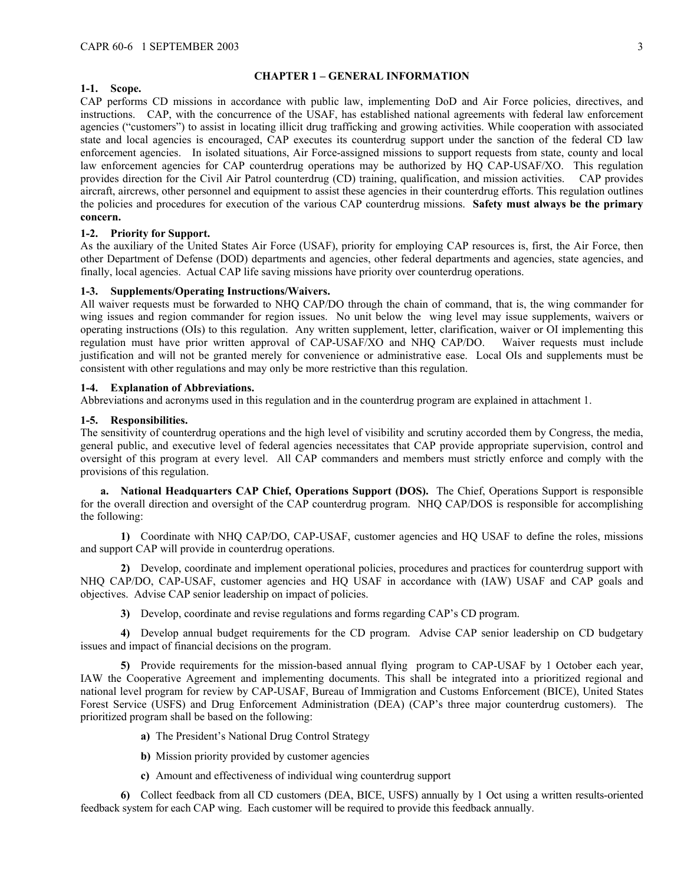## CHAPTER 1 – GENERAL INFORMATION

**1-1. Scope.**
CAP performs CD missions in accordance with public law, implementing DoD and Air Force policies, directives, and instructions. CAP, with the concurrence of the USAF, has established national agreements with federal law enforcement agencies ("customers") to assist in locating illicit drug trafficking and growing activities. While cooperation with associated state and local agencies is encouraged, CAP executes its counterdrug support under the sanction of the federal CD law enforcement agencies. In isolated situations, Air Force-assigned missions to support requests from state, county and local law enforcement agencies for CAP counterdrug operations may be authorized by HQ CAP-USAF/XO. This regulation provides direction for the Civil Air Patrol counterdrug (CD) training, qualification, and mission activities. CAP provides aircraft, aircrews, other personnel and equipment to assist these agencies in their counterdrug efforts. This regulation outlines the policies and procedures for execution of the various CAP counterdrug missions. **Safety must always be the primary concern.**

**1-2. Priority for Support.**
As the auxiliary of the United States Air Force (USAF), priority for employing CAP resources is, first, the Air Force, then other Department of Defense (DOD) departments and agencies, other federal departments and agencies, state agencies, and finally, local agencies. Actual CAP life saving missions have priority over counterdrug operations.

**1-3. Supplements/Operating Instructions/Waivers.**
All waiver requests must be forwarded to NHQ CAP/DO through the chain of command, that is, the wing commander for wing issues and region commander for region issues. No unit below the wing level may issue supplements, waivers or operating instructions (OIs) to this regulation. Any written supplement, letter, clarification, waiver or OI implementing this regulation must have prior written approval of CAP-USAF/XO and NHQ CAP/DO. Waiver requests must include justification and will not be granted merely for convenience or administrative ease. Local OIs and supplements must be consistent with other regulations and may only be more restrictive than this regulation.

**1-4. Explanation of Abbreviations.**
Abbreviations and acronyms used in this regulation and in the counterdrug program are explained in attachment 1.

**1-5. Responsibilities.**
The sensitivity of counterdrug operations and the high level of visibility and scrutiny accorded them by Congress, the media, general public, and executive level of federal agencies necessitates that CAP provide appropriate supervision, control and oversight of this program at every level. All CAP commanders and members must strictly enforce and comply with the provisions of this regulation.

**a. National Headquarters CAP Chief, Operations Support (DOS).** The Chief, Operations Support is responsible for the overall direction and oversight of the CAP counterdrug program. NHQ CAP/DOS is responsible for accomplishing the following:

**1)** Coordinate with NHQ CAP/DO, CAP-USAF, customer agencies and HQ USAF to define the roles, missions and support CAP will provide in counterdrug operations.

**2)** Develop, coordinate and implement operational policies, procedures and practices for counterdrug support with NHQ CAP/DO, CAP-USAF, customer agencies and HQ USAF in accordance with (IAW) USAF and CAP goals and objectives. Advise CAP senior leadership on impact of policies.

**3)** Develop, coordinate and revise regulations and forms regarding CAP's CD program.

**4)** Develop annual budget requirements for the CD program. Advise CAP senior leadership on CD budgetary issues and impact of financial decisions on the program.

**5)** Provide requirements for the mission-based annual flying program to CAP-USAF by 1 October each year, IAW the Cooperative Agreement and implementing documents. This shall be integrated into a prioritized regional and national level program for review by CAP-USAF, Bureau of Immigration and Customs Enforcement (BICE), United States Forest Service (USFS) and Drug Enforcement Administration (DEA) (CAP's three major counterdrug customers). The prioritized program shall be based on the following:

**a)** The President's National Drug Control Strategy

**b)** Mission priority provided by customer agencies

**c)** Amount and effectiveness of individual wing counterdrug support

**6)** Collect feedback from all CD customers (DEA, BICE, USFS) annually by 1 Oct using a written results-oriented feedback system for each CAP wing. Each customer will be required to provide this feedback annually.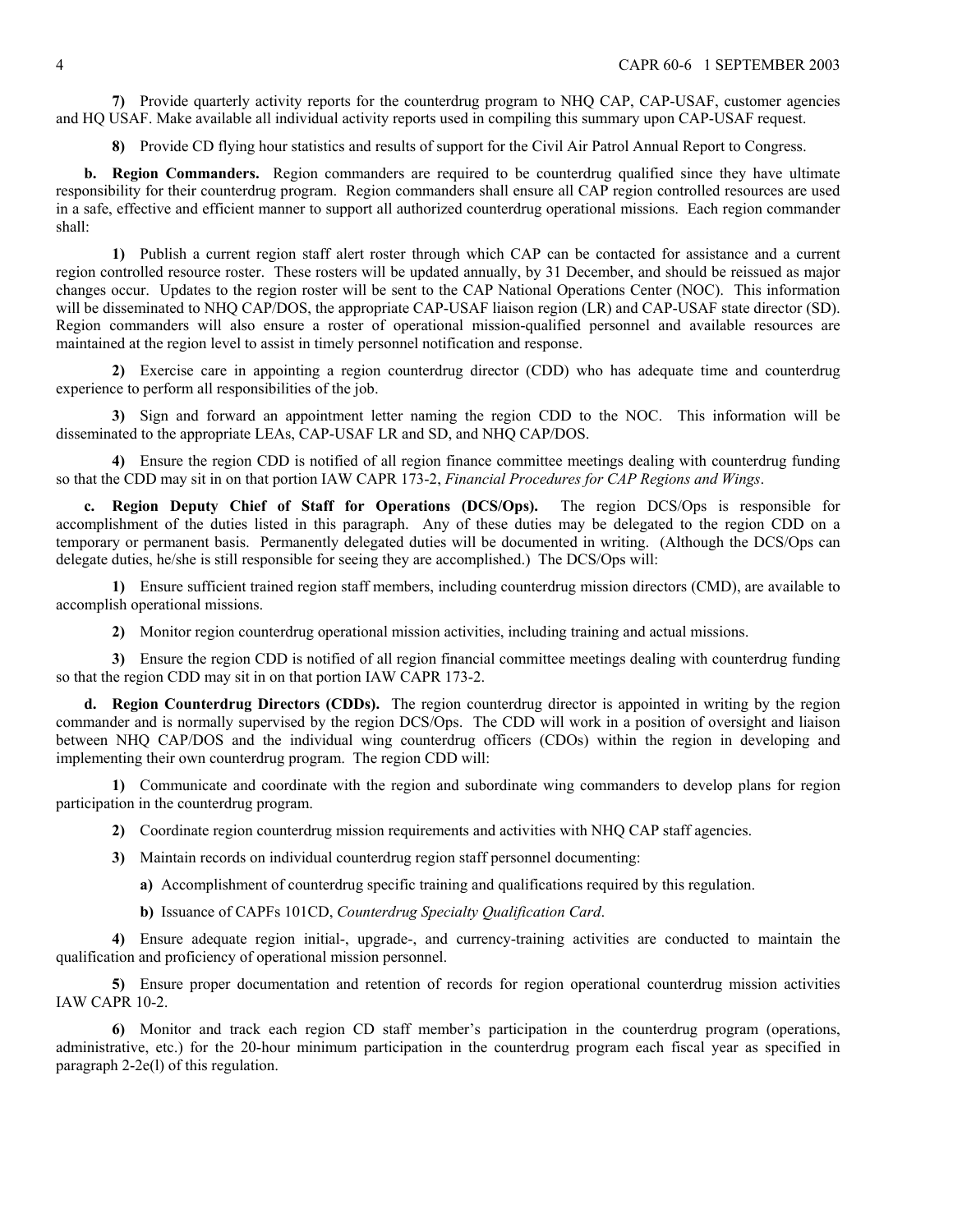**7)** Provide quarterly activity reports for the counterdrug program to NHQ CAP, CAP-USAF, customer agencies and HQ USAF. Make available all individual activity reports used in compiling this summary upon CAP-USAF request.

**8)** Provide CD flying hour statistics and results of support for the Civil Air Patrol Annual Report to Congress.

**b. Region Commanders.** Region commanders are required to be counterdrug qualified since they have ultimate responsibility for their counterdrug program. Region commanders shall ensure all CAP region controlled resources are used in a safe, effective and efficient manner to support all authorized counterdrug operational missions. Each region commander shall:

**1)** Publish a current region staff alert roster through which CAP can be contacted for assistance and a current region controlled resource roster. These rosters will be updated annually, by 31 December, and should be reissued as major changes occur. Updates to the region roster will be sent to the CAP National Operations Center (NOC). This information will be disseminated to NHQ CAP/DOS, the appropriate CAP-USAF liaison region (LR) and CAP-USAF state director (SD). Region commanders will also ensure a roster of operational mission-qualified personnel and available resources are maintained at the region level to assist in timely personnel notification and response.

**2)** Exercise care in appointing a region counterdrug director (CDD) who has adequate time and counterdrug experience to perform all responsibilities of the job.

**3)** Sign and forward an appointment letter naming the region CDD to the NOC. This information will be disseminated to the appropriate LEAs, CAP-USAF LR and SD, and NHQ CAP/DOS.

**4)** Ensure the region CDD is notified of all region finance committee meetings dealing with counterdrug funding so that the CDD may sit in on that portion IAW CAPR 173-2, *Financial Procedures for CAP Regions and Wings*.

**c. Region Deputy Chief of Staff for Operations (DCS/Ops).** The region DCS/Ops is responsible for accomplishment of the duties listed in this paragraph. Any of these duties may be delegated to the region CDD on a temporary or permanent basis. Permanently delegated duties will be documented in writing. (Although the DCS/Ops can delegate duties, he/she is still responsible for seeing they are accomplished.) The DCS/Ops will:

**1)** Ensure sufficient trained region staff members, including counterdrug mission directors (CMD), are available to accomplish operational missions.

**2)** Monitor region counterdrug operational mission activities, including training and actual missions.

**3)** Ensure the region CDD is notified of all region financial committee meetings dealing with counterdrug funding so that the region CDD may sit in on that portion IAW CAPR 173-2.

**d. Region Counterdrug Directors (CDDs).** The region counterdrug director is appointed in writing by the region commander and is normally supervised by the region DCS/Ops. The CDD will work in a position of oversight and liaison between NHQ CAP/DOS and the individual wing counterdrug officers (CDOs) within the region in developing and implementing their own counterdrug program. The region CDD will:

**1)** Communicate and coordinate with the region and subordinate wing commanders to develop plans for region participation in the counterdrug program.

**2)** Coordinate region counterdrug mission requirements and activities with NHQ CAP staff agencies.

**3)** Maintain records on individual counterdrug region staff personnel documenting:

**a)** Accomplishment of counterdrug specific training and qualifications required by this regulation.

**b)** Issuance of CAPFs 101CD, *Counterdrug Specialty Qualification Card*.

**4)** Ensure adequate region initial-, upgrade-, and currency-training activities are conducted to maintain the qualification and proficiency of operational mission personnel.

**5)** Ensure proper documentation and retention of records for region operational counterdrug mission activities IAW CAPR 10-2.

**6)** Monitor and track each region CD staff member's participation in the counterdrug program (operations, administrative, etc.) for the 20-hour minimum participation in the counterdrug program each fiscal year as specified in paragraph 2-2e(l) of this regulation.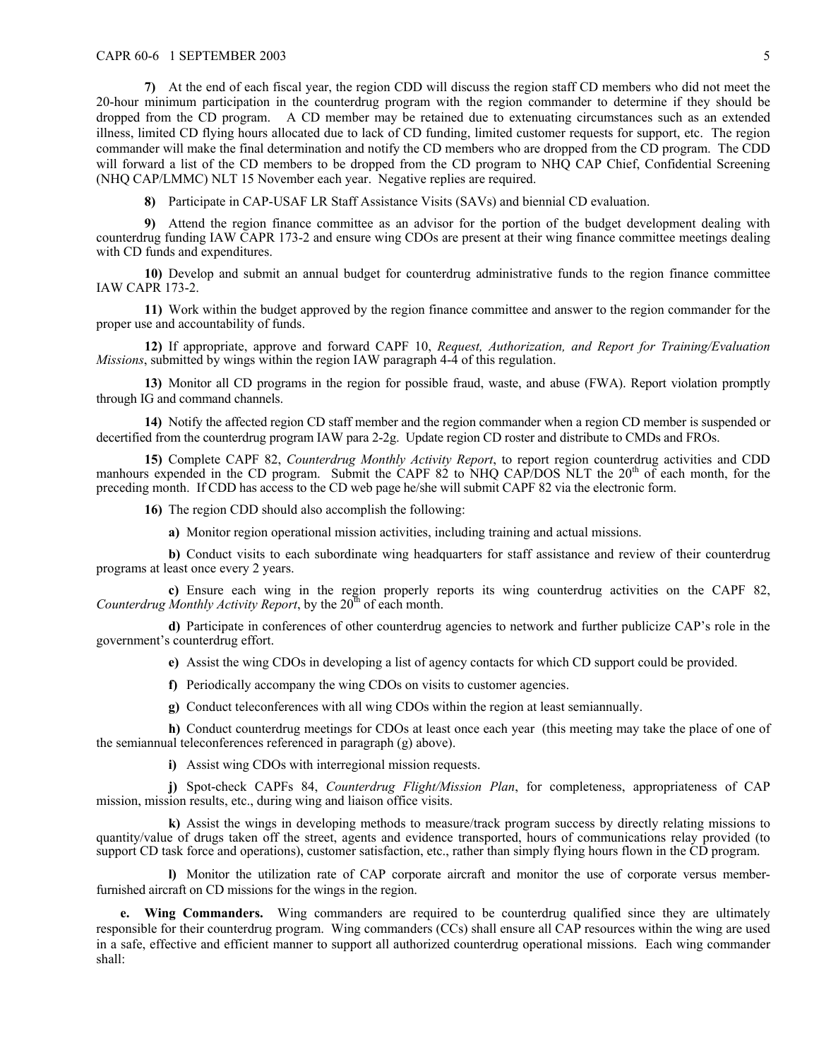**7)** At the end of each fiscal year, the region CDD will discuss the region staff CD members who did not meet the 20-hour minimum participation in the counterdrug program with the region commander to determine if they should be dropped from the CD program. A CD member may be retained due to extenuating circumstances such as an extended illness, limited CD flying hours allocated due to lack of CD funding, limited customer requests for support, etc. The region commander will make the final determination and notify the CD members who are dropped from the CD program. The CDD will forward a list of the CD members to be dropped from the CD program to NHQ CAP Chief, Confidential Screening (NHQ CAP/LMMC) NLT 15 November each year. Negative replies are required.

**8)** Participate in CAP-USAF LR Staff Assistance Visits (SAVs) and biennial CD evaluation.

**9)** Attend the region finance committee as an advisor for the portion of the budget development dealing with counterdrug funding IAW CAPR 173-2 and ensure wing CDOs are present at their wing finance committee meetings dealing with CD funds and expenditures.

**10)** Develop and submit an annual budget for counterdrug administrative funds to the region finance committee IAW CAPR 173-2.

**11)** Work within the budget approved by the region finance committee and answer to the region commander for the proper use and accountability of funds.

**12)** If appropriate, approve and forward CAPF 10, *Request, Authorization, and Report for Training/Evaluation Missions*, submitted by wings within the region IAW paragraph 4-4 of this regulation.

**13)** Monitor all CD programs in the region for possible fraud, waste, and abuse (FWA). Report violation promptly through IG and command channels.

**14)** Notify the affected region CD staff member and the region commander when a region CD member is suspended or decertified from the counterdrug program IAW para 2-2g. Update region CD roster and distribute to CMDs and FROs.

**15)** Complete CAPF 82, *Counterdrug Monthly Activity Report*, to report region counterdrug activities and CDD manhours expended in the CD program. Submit the CAPF 82 to NHQ CAP/DOS NLT the 20th of each month, for the preceding month. If CDD has access to the CD web page he/she will submit CAPF 82 via the electronic form.

**16)** The region CDD should also accomplish the following:

**a)** Monitor region operational mission activities, including training and actual missions.

**b)** Conduct visits to each subordinate wing headquarters for staff assistance and review of their counterdrug programs at least once every 2 years.

**c)** Ensure each wing in the region properly reports its wing counterdrug activities on the CAPF 82, *Counterdrug Monthly Activity Report*, by the 20th of each month.

**d)** Participate in conferences of other counterdrug agencies to network and further publicize CAP's role in the government's counterdrug effort.

**e)** Assist the wing CDOs in developing a list of agency contacts for which CD support could be provided.

**f)** Periodically accompany the wing CDOs on visits to customer agencies.

**g)** Conduct teleconferences with all wing CDOs within the region at least semiannually.

**h)** Conduct counterdrug meetings for CDOs at least once each year (this meeting may take the place of one of the semiannual teleconferences referenced in paragraph (g) above).

**i)** Assist wing CDOs with interregional mission requests.

**j)** Spot-check CAPFs 84, *Counterdrug Flight/Mission Plan*, for completeness, appropriateness of CAP mission, mission results, etc., during wing and liaison office visits.

**k)** Assist the wings in developing methods to measure/track program success by directly relating missions to quantity/value of drugs taken off the street, agents and evidence transported, hours of communications relay provided (to support CD task force and operations), customer satisfaction, etc., rather than simply flying hours flown in the CD program.

**l)** Monitor the utilization rate of CAP corporate aircraft and monitor the use of corporate versus member-furnished aircraft on CD missions for the wings in the region.

**e. Wing Commanders.** Wing commanders are required to be counterdrug qualified since they are ultimately responsible for their counterdrug program. Wing commanders (CCs) shall ensure all CAP resources within the wing are used in a safe, effective and efficient manner to support all authorized counterdrug operational missions. Each wing commander shall: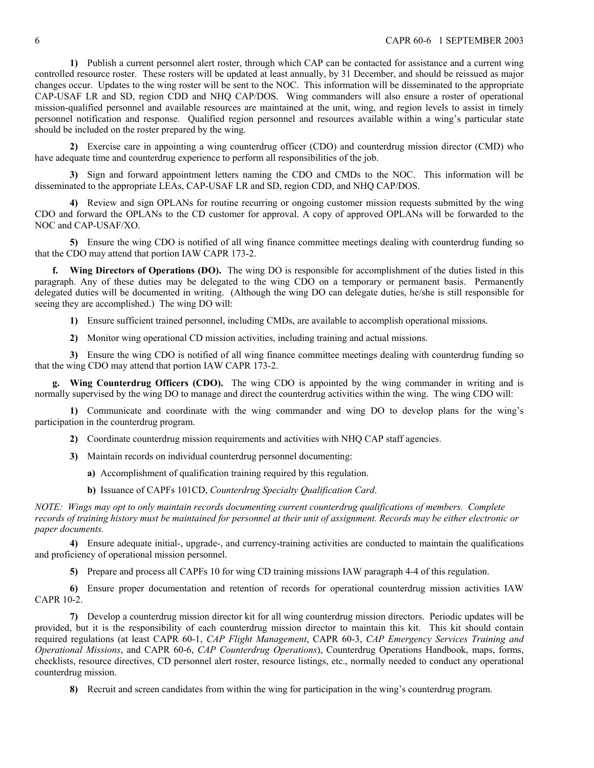**1)** Publish a current personnel alert roster, through which CAP can be contacted for assistance and a current wing controlled resource roster. These rosters will be updated at least annually, by 31 December, and should be reissued as major changes occur. Updates to the wing roster will be sent to the NOC. This information will be disseminated to the appropriate CAP-USAF LR and SD, region CDD and NHQ CAP/DOS. Wing commanders will also ensure a roster of operational mission-qualified personnel and available resources are maintained at the unit, wing, and region levels to assist in timely personnel notification and response. Qualified region personnel and resources available within a wing's particular state should be included on the roster prepared by the wing.

**2)** Exercise care in appointing a wing counterdrug officer (CDO) and counterdrug mission director (CMD) who have adequate time and counterdrug experience to perform all responsibilities of the job.

**3)** Sign and forward appointment letters naming the CDO and CMDs to the NOC. This information will be disseminated to the appropriate LEAs, CAP-USAF LR and SD, region CDD, and NHQ CAP/DOS.

**4)** Review and sign OPLANs for routine recurring or ongoing customer mission requests submitted by the wing CDO and forward the OPLANs to the CD customer for approval. A copy of approved OPLANs will be forwarded to the NOC and CAP-USAF/XO.

**5)** Ensure the wing CDO is notified of all wing finance committee meetings dealing with counterdrug funding so that the CDO may attend that portion IAW CAPR 173-2.

**f. Wing Directors of Operations (DO).** The wing DO is responsible for accomplishment of the duties listed in this paragraph. Any of these duties may be delegated to the wing CDO on a temporary or permanent basis. Permanently delegated duties will be documented in writing. (Although the wing DO can delegate duties, he/she is still responsible for seeing they are accomplished.) The wing DO will:

**1)** Ensure sufficient trained personnel, including CMDs, are available to accomplish operational missions.

**2)** Monitor wing operational CD mission activities, including training and actual missions.

**3)** Ensure the wing CDO is notified of all wing finance committee meetings dealing with counterdrug funding so that the wing CDO may attend that portion IAW CAPR 173-2.

**g. Wing Counterdrug Officers (CDO).** The wing CDO is appointed by the wing commander in writing and is normally supervised by the wing DO to manage and direct the counterdrug activities within the wing. The wing CDO will:

**1)** Communicate and coordinate with the wing commander and wing DO to develop plans for the wing's participation in the counterdrug program.

**2)** Coordinate counterdrug mission requirements and activities with NHQ CAP staff agencies.

**3)** Maintain records on individual counterdrug personnel documenting:

**a)** Accomplishment of qualification training required by this regulation.

**b)** Issuance of CAPFs 101CD, *Counterdrug Specialty Qualification Card*.

*NOTE: Wings may opt to only maintain records documenting current counterdrug qualifications of members. Complete records of training history must be maintained for personnel at their unit of assignment. Records may be either electronic or paper documents.*

**4)** Ensure adequate initial-, upgrade-, and currency-training activities are conducted to maintain the qualifications and proficiency of operational mission personnel.

**5)** Prepare and process all CAPFs 10 for wing CD training missions IAW paragraph 4-4 of this regulation.

**6)** Ensure proper documentation and retention of records for operational counterdrug mission activities IAW CAPR 10-2.

**7)** Develop a counterdrug mission director kit for all wing counterdrug mission directors. Periodic updates will be provided, but it is the responsibility of each counterdrug mission director to maintain this kit. This kit should contain required regulations (at least CAPR 60-1, *CAP Flight Management*, CAPR 60-3, *CAP Emergency Services Training and Operational Missions*, and CAPR 60-6, *CAP Counterdrug Operations*), Counterdrug Operations Handbook, maps, forms, checklists, resource directives, CD personnel alert roster, resource listings, etc., normally needed to conduct any operational counterdrug mission.

**8)** Recruit and screen candidates from within the wing for participation in the wing's counterdrug program.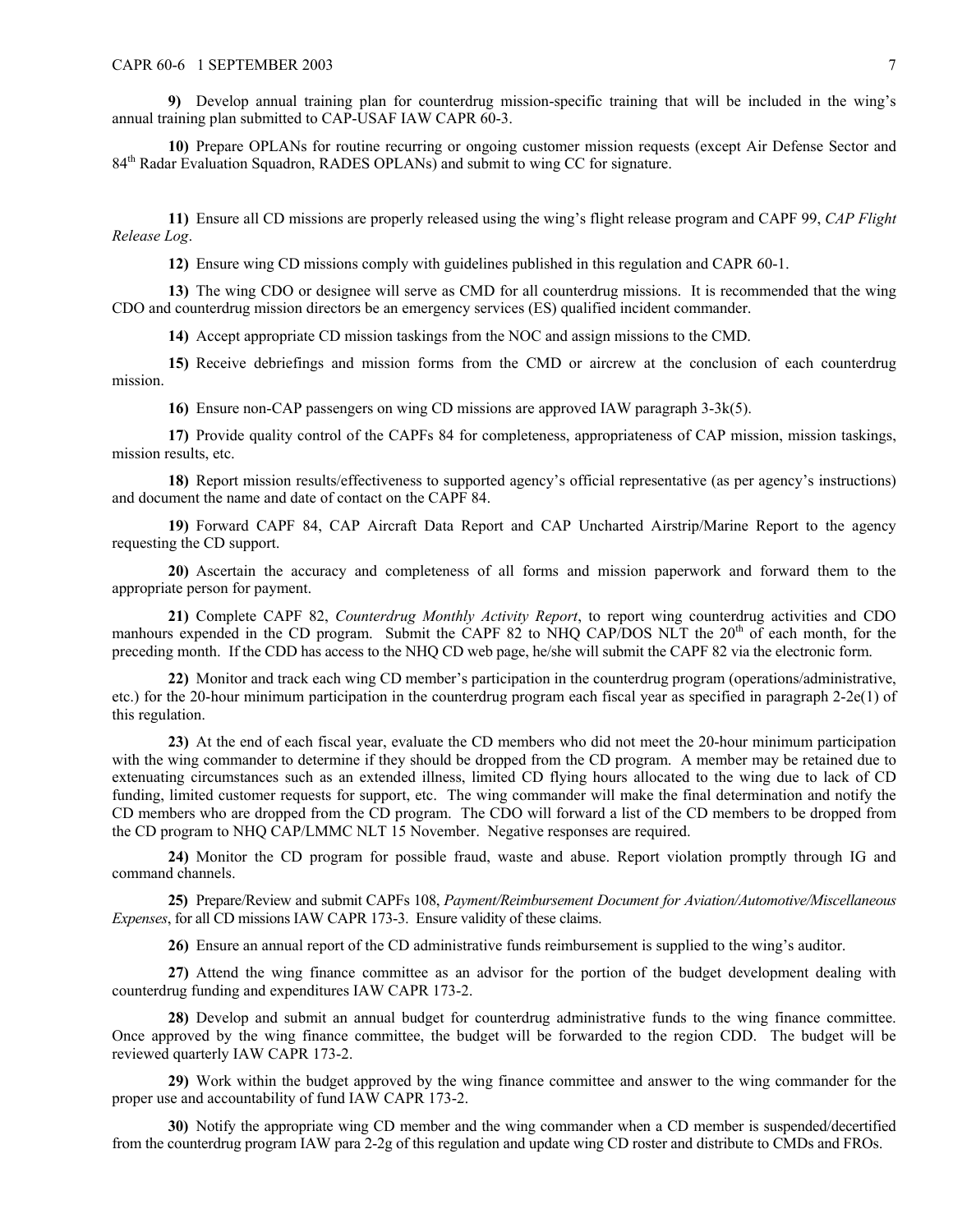**9)** Develop annual training plan for counterdrug mission-specific training that will be included in the wing's annual training plan submitted to CAP-USAF IAW CAPR 60-3.

**10)** Prepare OPLANs for routine recurring or ongoing customer mission requests (except Air Defense Sector and 84th Radar Evaluation Squadron, RADES OPLANs) and submit to wing CC for signature.

**11)** Ensure all CD missions are properly released using the wing's flight release program and CAPF 99, *CAP Flight Release Log*.

**12)** Ensure wing CD missions comply with guidelines published in this regulation and CAPR 60-1.

**13)** The wing CDO or designee will serve as CMD for all counterdrug missions. It is recommended that the wing CDO and counterdrug mission directors be an emergency services (ES) qualified incident commander.

**14)** Accept appropriate CD mission taskings from the NOC and assign missions to the CMD.

**15)** Receive debriefings and mission forms from the CMD or aircrew at the conclusion of each counterdrug mission.

**16)** Ensure non-CAP passengers on wing CD missions are approved IAW paragraph 3-3k(5).

**17)** Provide quality control of the CAPFs 84 for completeness, appropriateness of CAP mission, mission taskings, mission results, etc.

**18)** Report mission results/effectiveness to supported agency's official representative (as per agency's instructions) and document the name and date of contact on the CAPF 84.

**19)** Forward CAPF 84, CAP Aircraft Data Report and CAP Uncharted Airstrip/Marine Report to the agency requesting the CD support.

**20)** Ascertain the accuracy and completeness of all forms and mission paperwork and forward them to the appropriate person for payment.

**21)** Complete CAPF 82, *Counterdrug Monthly Activity Report*, to report wing counterdrug activities and CDO manhours expended in the CD program. Submit the CAPF 82 to NHQ CAP/DOS NLT the 20th of each month, for the preceding month. If the CDD has access to the NHQ CD web page, he/she will submit the CAPF 82 via the electronic form.

**22)** Monitor and track each wing CD member's participation in the counterdrug program (operations/administrative, etc.) for the 20-hour minimum participation in the counterdrug program each fiscal year as specified in paragraph 2-2e(1) of this regulation.

**23)** At the end of each fiscal year, evaluate the CD members who did not meet the 20-hour minimum participation with the wing commander to determine if they should be dropped from the CD program. A member may be retained due to extenuating circumstances such as an extended illness, limited CD flying hours allocated to the wing due to lack of CD funding, limited customer requests for support, etc. The wing commander will make the final determination and notify the CD members who are dropped from the CD program. The CDO will forward a list of the CD members to be dropped from the CD program to NHQ CAP/LMMC NLT 15 November. Negative responses are required.

**24)** Monitor the CD program for possible fraud, waste and abuse. Report violation promptly through IG and command channels.

**25)** Prepare/Review and submit CAPFs 108, *Payment/Reimbursement Document for Aviation/Automotive/Miscellaneous Expenses*, for all CD missions IAW CAPR 173-3. Ensure validity of these claims.

**26)** Ensure an annual report of the CD administrative funds reimbursement is supplied to the wing's auditor.

**27)** Attend the wing finance committee as an advisor for the portion of the budget development dealing with counterdrug funding and expenditures IAW CAPR 173-2.

**28)** Develop and submit an annual budget for counterdrug administrative funds to the wing finance committee. Once approved by the wing finance committee, the budget will be forwarded to the region CDD. The budget will be reviewed quarterly IAW CAPR 173-2.

**29)** Work within the budget approved by the wing finance committee and answer to the wing commander for the proper use and accountability of fund IAW CAPR 173-2.

**30)** Notify the appropriate wing CD member and the wing commander when a CD member is suspended/decertified from the counterdrug program IAW para 2-2g of this regulation and update wing CD roster and distribute to CMDs and FROs.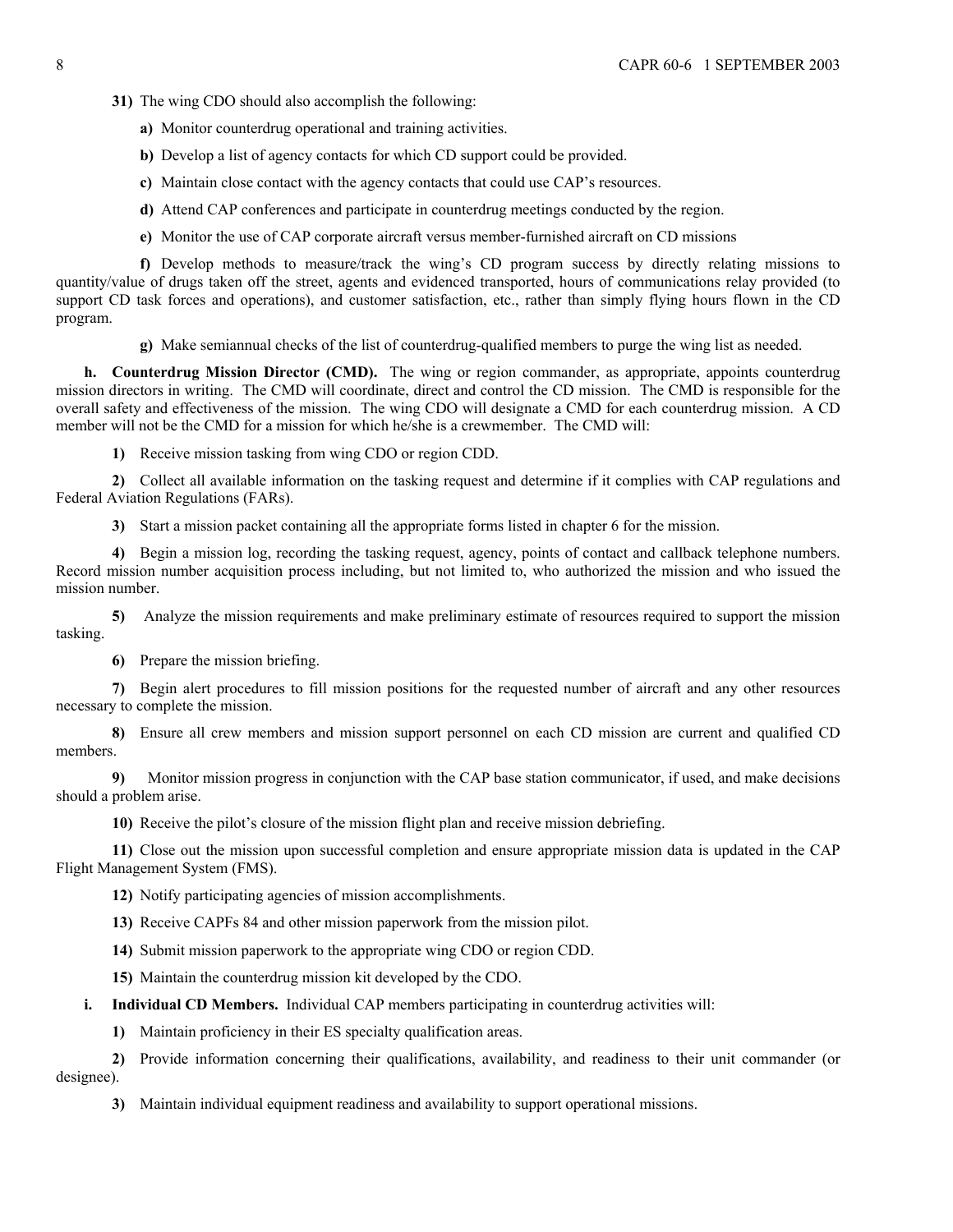**31)** The wing CDO should also accomplish the following:

**a)** Monitor counterdrug operational and training activities.

**b)** Develop a list of agency contacts for which CD support could be provided.

**c)** Maintain close contact with the agency contacts that could use CAP's resources.

**d)** Attend CAP conferences and participate in counterdrug meetings conducted by the region.

**e)** Monitor the use of CAP corporate aircraft versus member-furnished aircraft on CD missions

**f)** Develop methods to measure/track the wing's CD program success by directly relating missions to quantity/value of drugs taken off the street, agents and evidenced transported, hours of communications relay provided (to support CD task forces and operations), and customer satisfaction, etc., rather than simply flying hours flown in the CD program.

**g)** Make semiannual checks of the list of counterdrug-qualified members to purge the wing list as needed.

**h. Counterdrug Mission Director (CMD).** The wing or region commander, as appropriate, appoints counterdrug mission directors in writing. The CMD will coordinate, direct and control the CD mission. The CMD is responsible for the overall safety and effectiveness of the mission. The wing CDO will designate a CMD for each counterdrug mission. A CD member will not be the CMD for a mission for which he/she is a crewmember. The CMD will:

**1)** Receive mission tasking from wing CDO or region CDD.

**2)** Collect all available information on the tasking request and determine if it complies with CAP regulations and Federal Aviation Regulations (FARs).

**3)** Start a mission packet containing all the appropriate forms listed in chapter 6 for the mission.

**4)** Begin a mission log, recording the tasking request, agency, points of contact and callback telephone numbers. Record mission number acquisition process including, but not limited to, who authorized the mission and who issued the mission number.

**5)** Analyze the mission requirements and make preliminary estimate of resources required to support the mission tasking.

**6)** Prepare the mission briefing.

**7)** Begin alert procedures to fill mission positions for the requested number of aircraft and any other resources necessary to complete the mission.

**8)** Ensure all crew members and mission support personnel on each CD mission are current and qualified CD members.

**9)** Monitor mission progress in conjunction with the CAP base station communicator, if used, and make decisions should a problem arise.

**10)** Receive the pilot's closure of the mission flight plan and receive mission debriefing.

**11)** Close out the mission upon successful completion and ensure appropriate mission data is updated in the CAP Flight Management System (FMS).

**12)** Notify participating agencies of mission accomplishments.

**13)** Receive CAPFs 84 and other mission paperwork from the mission pilot.

**14)** Submit mission paperwork to the appropriate wing CDO or region CDD.

**15)** Maintain the counterdrug mission kit developed by the CDO.

**i. Individual CD Members.** Individual CAP members participating in counterdrug activities will:

**1)** Maintain proficiency in their ES specialty qualification areas.

**2)** Provide information concerning their qualifications, availability, and readiness to their unit commander (or designee).

**3)** Maintain individual equipment readiness and availability to support operational missions.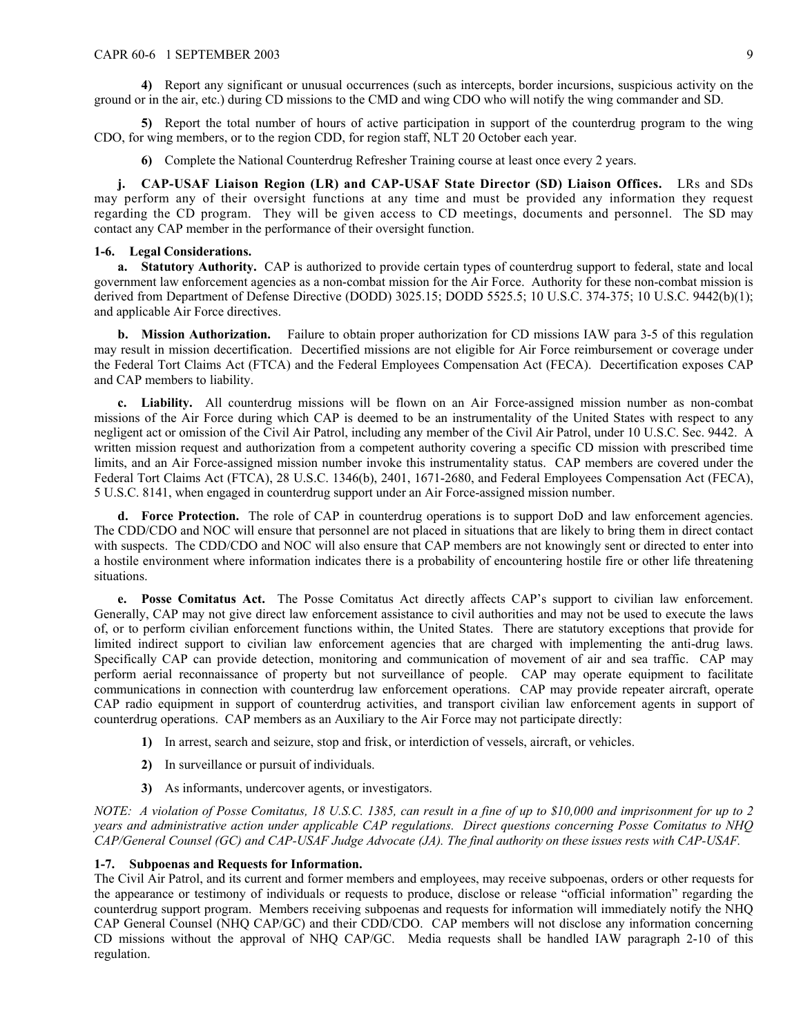**4)** Report any significant or unusual occurrences (such as intercepts, border incursions, suspicious activity on the ground or in the air, etc.) during CD missions to the CMD and wing CDO who will notify the wing commander and SD.

**5)** Report the total number of hours of active participation in support of the counterdrug program to the wing CDO, for wing members, or to the region CDD, for region staff, NLT 20 October each year.

**6)** Complete the National Counterdrug Refresher Training course at least once every 2 years.

**j. CAP-USAF Liaison Region (LR) and CAP-USAF State Director (SD) Liaison Offices.** LRs and SDs may perform any of their oversight functions at any time and must be provided any information they request regarding the CD program. They will be given access to CD meetings, documents and personnel. The SD may contact any CAP member in the performance of their oversight function.

**1-6. Legal Considerations.**

**a. Statutory Authority.** CAP is authorized to provide certain types of counterdrug support to federal, state and local government law enforcement agencies as a non-combat mission for the Air Force. Authority for these non-combat mission is derived from Department of Defense Directive (DODD) 3025.15; DODD 5525.5; 10 U.S.C. 374-375; 10 U.S.C. 9442(b)(1); and applicable Air Force directives.

**b. Mission Authorization.** Failure to obtain proper authorization for CD missions IAW para 3-5 of this regulation may result in mission decertification. Decertified missions are not eligible for Air Force reimbursement or coverage under the Federal Tort Claims Act (FTCA) and the Federal Employees Compensation Act (FECA). Decertification exposes CAP and CAP members to liability.

**c. Liability.** All counterdrug missions will be flown on an Air Force-assigned mission number as non-combat missions of the Air Force during which CAP is deemed to be an instrumentality of the United States with respect to any negligent act or omission of the Civil Air Patrol, including any member of the Civil Air Patrol, under 10 U.S.C. Sec. 9442. A written mission request and authorization from a competent authority covering a specific CD mission with prescribed time limits, and an Air Force-assigned mission number invoke this instrumentality status. CAP members are covered under the Federal Tort Claims Act (FTCA), 28 U.S.C. 1346(b), 2401, 1671-2680, and Federal Employees Compensation Act (FECA), 5 U.S.C. 8141, when engaged in counterdrug support under an Air Force-assigned mission number.

**d. Force Protection.** The role of CAP in counterdrug operations is to support DoD and law enforcement agencies. The CDD/CDO and NOC will ensure that personnel are not placed in situations that are likely to bring them in direct contact with suspects. The CDD/CDO and NOC will also ensure that CAP members are not knowingly sent or directed to enter into a hostile environment where information indicates there is a probability of encountering hostile fire or other life threatening situations.

**e. Posse Comitatus Act.** The Posse Comitatus Act directly affects CAP's support to civilian law enforcement. Generally, CAP may not give direct law enforcement assistance to civil authorities and may not be used to execute the laws of, or to perform civilian enforcement functions within, the United States. There are statutory exceptions that provide for limited indirect support to civilian law enforcement agencies that are charged with implementing the anti-drug laws. Specifically CAP can provide detection, monitoring and communication of movement of air and sea traffic. CAP may perform aerial reconnaissance of property but not surveillance of people. CAP may operate equipment to facilitate communications in connection with counterdrug law enforcement operations. CAP may provide repeater aircraft, operate CAP radio equipment in support of counterdrug activities, and transport civilian law enforcement agents in support of counterdrug operations. CAP members as an Auxiliary to the Air Force may not participate directly:

**1)** In arrest, search and seizure, stop and frisk, or interdiction of vessels, aircraft, or vehicles.

**2)** In surveillance or pursuit of individuals.

**3)** As informants, undercover agents, or investigators.

*NOTE: A violation of Posse Comitatus, 18 U.S.C. 1385, can result in a fine of up to $10,000 and imprisonment for up to 2 years and administrative action under applicable CAP regulations. Direct questions concerning Posse Comitatus to NHQ CAP/General Counsel (GC) and CAP-USAF Judge Advocate (JA). The final authority on these issues rests with CAP-USAF.*

**1-7. Subpoenas and Requests for Information.**

The Civil Air Patrol, and its current and former members and employees, may receive subpoenas, orders or other requests for the appearance or testimony of individuals or requests to produce, disclose or release "official information" regarding the counterdrug support program. Members receiving subpoenas and requests for information will immediately notify the NHQ CAP General Counsel (NHQ CAP/GC) and their CDD/CDO. CAP members will not disclose any information concerning CD missions without the approval of NHQ CAP/GC. Media requests shall be handled IAW paragraph 2-10 of this regulation.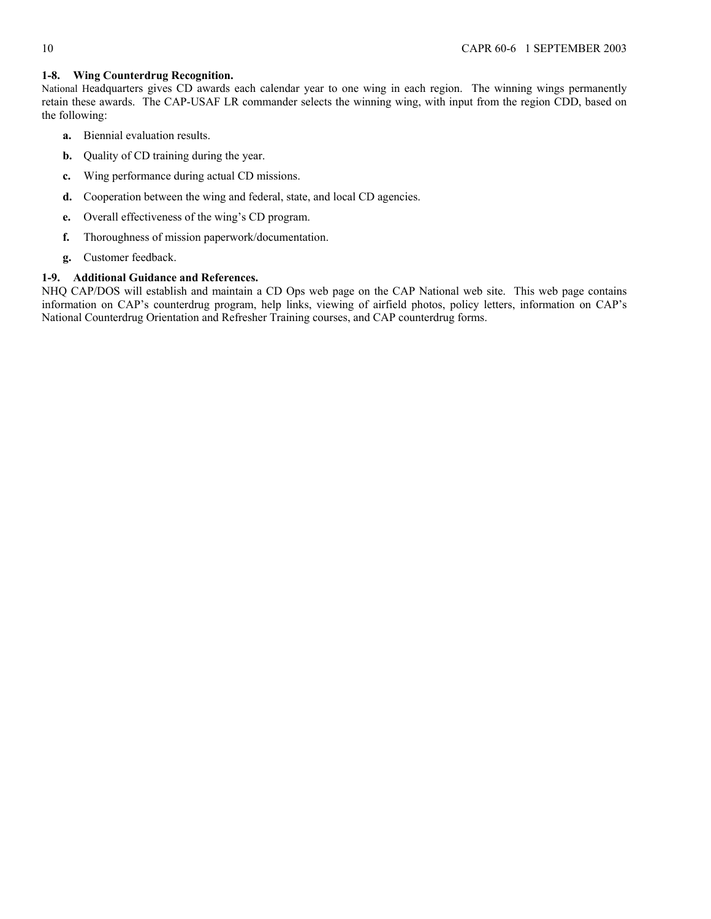**1-8. Wing Counterdrug Recognition.**
National Headquarters gives CD awards each calendar year to one wing in each region. The winning wings permanently retain these awards. The CAP-USAF LR commander selects the winning wing, with input from the region CDD, based on the following:

**a.** Biennial evaluation results.

**b.** Quality of CD training during the year.

**c.** Wing performance during actual CD missions.

**d.** Cooperation between the wing and federal, state, and local CD agencies.

**e.** Overall effectiveness of the wing's CD program.

**f.** Thoroughness of mission paperwork/documentation.

**g.** Customer feedback.

**1-9. Additional Guidance and References.**
NHQ CAP/DOS will establish and maintain a CD Ops web page on the CAP National web site. This web page contains information on CAP's counterdrug program, help links, viewing of airfield photos, policy letters, information on CAP's National Counterdrug Orientation and Refresher Training courses, and CAP counterdrug forms.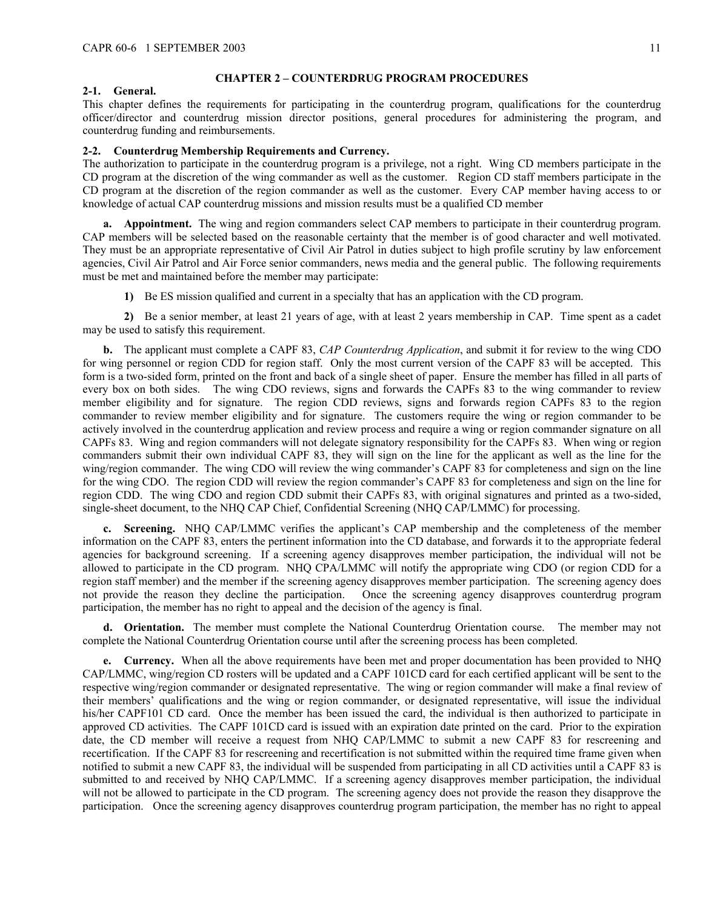## CHAPTER 2 – COUNTERDRUG PROGRAM PROCEDURES

**2-1. General.**
This chapter defines the requirements for participating in the counterdrug program, qualifications for the counterdrug officer/director and counterdrug mission director positions, general procedures for administering the program, and counterdrug funding and reimbursements.

**2-2. Counterdrug Membership Requirements and Currency.**
The authorization to participate in the counterdrug program is a privilege, not a right. Wing CD members participate in the CD program at the discretion of the wing commander as well as the customer. Region CD staff members participate in the CD program at the discretion of the region commander as well as the customer. Every CAP member having access to or knowledge of actual CAP counterdrug missions and mission results must be a qualified CD member

**a. Appointment.** The wing and region commanders select CAP members to participate in their counterdrug program. CAP members will be selected based on the reasonable certainty that the member is of good character and well motivated. They must be an appropriate representative of Civil Air Patrol in duties subject to high profile scrutiny by law enforcement agencies, Civil Air Patrol and Air Force senior commanders, news media and the general public. The following requirements must be met and maintained before the member may participate:

**1)** Be ES mission qualified and current in a specialty that has an application with the CD program.

**2)** Be a senior member, at least 21 years of age, with at least 2 years membership in CAP. Time spent as a cadet may be used to satisfy this requirement.

**b.** The applicant must complete a CAPF 83, *CAP Counterdrug Application*, and submit it for review to the wing CDO for wing personnel or region CDD for region staff. Only the most current version of the CAPF 83 will be accepted. This form is a two-sided form, printed on the front and back of a single sheet of paper. Ensure the member has filled in all parts of every box on both sides. The wing CDO reviews, signs and forwards the CAPFs 83 to the wing commander to review member eligibility and for signature. The region CDD reviews, signs and forwards region CAPFs 83 to the region commander to review member eligibility and for signature. The customers require the wing or region commander to be actively involved in the counterdrug application and review process and require a wing or region commander signature on all CAPFs 83. Wing and region commanders will not delegate signatory responsibility for the CAPFs 83. When wing or region commanders submit their own individual CAPF 83, they will sign on the line for the applicant as well as the line for the wing/region commander. The wing CDO will review the wing commander's CAPF 83 for completeness and sign on the line for the wing CDO. The region CDD will review the region commander's CAPF 83 for completeness and sign on the line for region CDD. The wing CDO and region CDD submit their CAPFs 83, with original signatures and printed as a two-sided, single-sheet document, to the NHQ CAP Chief, Confidential Screening (NHQ CAP/LMMC) for processing.

**c. Screening.** NHQ CAP/LMMC verifies the applicant's CAP membership and the completeness of the member information on the CAPF 83, enters the pertinent information into the CD database, and forwards it to the appropriate federal agencies for background screening. If a screening agency disapproves member participation, the individual will not be allowed to participate in the CD program. NHQ CPA/LMMC will notify the appropriate wing CDO (or region CDD for a region staff member) and the member if the screening agency disapproves member participation. The screening agency does not provide the reason they decline the participation. Once the screening agency disapproves counterdrug program participation, the member has no right to appeal and the decision of the agency is final.

**d. Orientation.** The member must complete the National Counterdrug Orientation course. The member may not complete the National Counterdrug Orientation course until after the screening process has been completed.

**e. Currency.** When all the above requirements have been met and proper documentation has been provided to NHQ CAP/LMMC, wing/region CD rosters will be updated and a CAPF 101CD card for each certified applicant will be sent to the respective wing/region commander or designated representative. The wing or region commander will make a final review of their members' qualifications and the wing or region commander, or designated representative, will issue the individual his/her CAPF101 CD card. Once the member has been issued the card, the individual is then authorized to participate in approved CD activities. The CAPF 101CD card is issued with an expiration date printed on the card. Prior to the expiration date, the CD member will receive a request from NHQ CAP/LMMC to submit a new CAPF 83 for rescreening and recertification. If the CAPF 83 for rescreening and recertification is not submitted within the required time frame given when notified to submit a new CAPF 83, the individual will be suspended from participating in all CD activities until a CAPF 83 is submitted to and received by NHQ CAP/LMMC. If a screening agency disapproves member participation, the individual will not be allowed to participate in the CD program. The screening agency does not provide the reason they disapprove the participation. Once the screening agency disapproves counterdrug program participation, the member has no right to appeal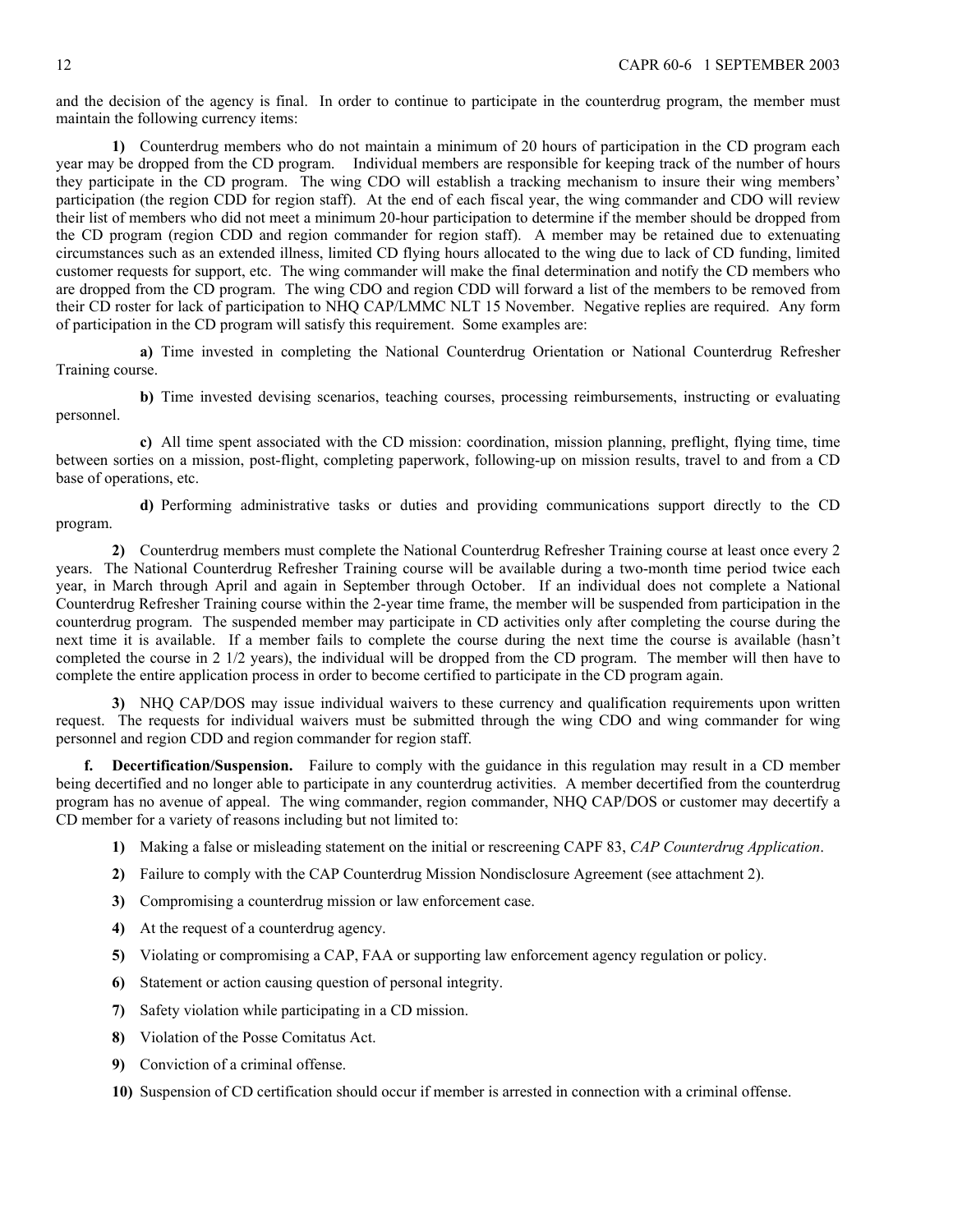and the decision of the agency is final. In order to continue to participate in the counterdrug program, the member must maintain the following currency items:

**1)** Counterdrug members who do not maintain a minimum of 20 hours of participation in the CD program each year may be dropped from the CD program. Individual members are responsible for keeping track of the number of hours they participate in the CD program. The wing CDO will establish a tracking mechanism to insure their wing members' participation (the region CDD for region staff). At the end of each fiscal year, the wing commander and CDO will review their list of members who did not meet a minimum 20-hour participation to determine if the member should be dropped from the CD program (region CDD and region commander for region staff). A member may be retained due to extenuating circumstances such as an extended illness, limited CD flying hours allocated to the wing due to lack of CD funding, limited customer requests for support, etc. The wing commander will make the final determination and notify the CD members who are dropped from the CD program. The wing CDO and region CDD will forward a list of the members to be removed from their CD roster for lack of participation to NHQ CAP/LMMC NLT 15 November. Negative replies are required. Any form of participation in the CD program will satisfy this requirement. Some examples are:

**a)** Time invested in completing the National Counterdrug Orientation or National Counterdrug Refresher Training course.

**b)** Time invested devising scenarios, teaching courses, processing reimbursements, instructing or evaluating personnel.

**c)** All time spent associated with the CD mission: coordination, mission planning, preflight, flying time, time between sorties on a mission, post-flight, completing paperwork, following-up on mission results, travel to and from a CD base of operations, etc.

**d)** Performing administrative tasks or duties and providing communications support directly to the CD program.

**2)** Counterdrug members must complete the National Counterdrug Refresher Training course at least once every 2 years. The National Counterdrug Refresher Training course will be available during a two-month time period twice each year, in March through April and again in September through October. If an individual does not complete a National Counterdrug Refresher Training course within the 2-year time frame, the member will be suspended from participation in the counterdrug program. The suspended member may participate in CD activities only after completing the course during the next time it is available. If a member fails to complete the course during the next time the course is available (hasn't completed the course in 2 1/2 years), the individual will be dropped from the CD program. The member will then have to complete the entire application process in order to become certified to participate in the CD program again.

**3)** NHQ CAP/DOS may issue individual waivers to these currency and qualification requirements upon written request. The requests for individual waivers must be submitted through the wing CDO and wing commander for wing personnel and region CDD and region commander for region staff.

**f. Decertification/Suspension.** Failure to comply with the guidance in this regulation may result in a CD member being decertified and no longer able to participate in any counterdrug activities. A member decertified from the counterdrug program has no avenue of appeal. The wing commander, region commander, NHQ CAP/DOS or customer may decertify a CD member for a variety of reasons including but not limited to:

**1)** Making a false or misleading statement on the initial or rescreening CAPF 83, *CAP Counterdrug Application*.

**2)** Failure to comply with the CAP Counterdrug Mission Nondisclosure Agreement (see attachment 2).

**3)** Compromising a counterdrug mission or law enforcement case.

**4)** At the request of a counterdrug agency.

**5)** Violating or compromising a CAP, FAA or supporting law enforcement agency regulation or policy.

**6)** Statement or action causing question of personal integrity.

**7)** Safety violation while participating in a CD mission.

**8)** Violation of the Posse Comitatus Act.

**9)** Conviction of a criminal offense.

**10)** Suspension of CD certification should occur if member is arrested in connection with a criminal offense.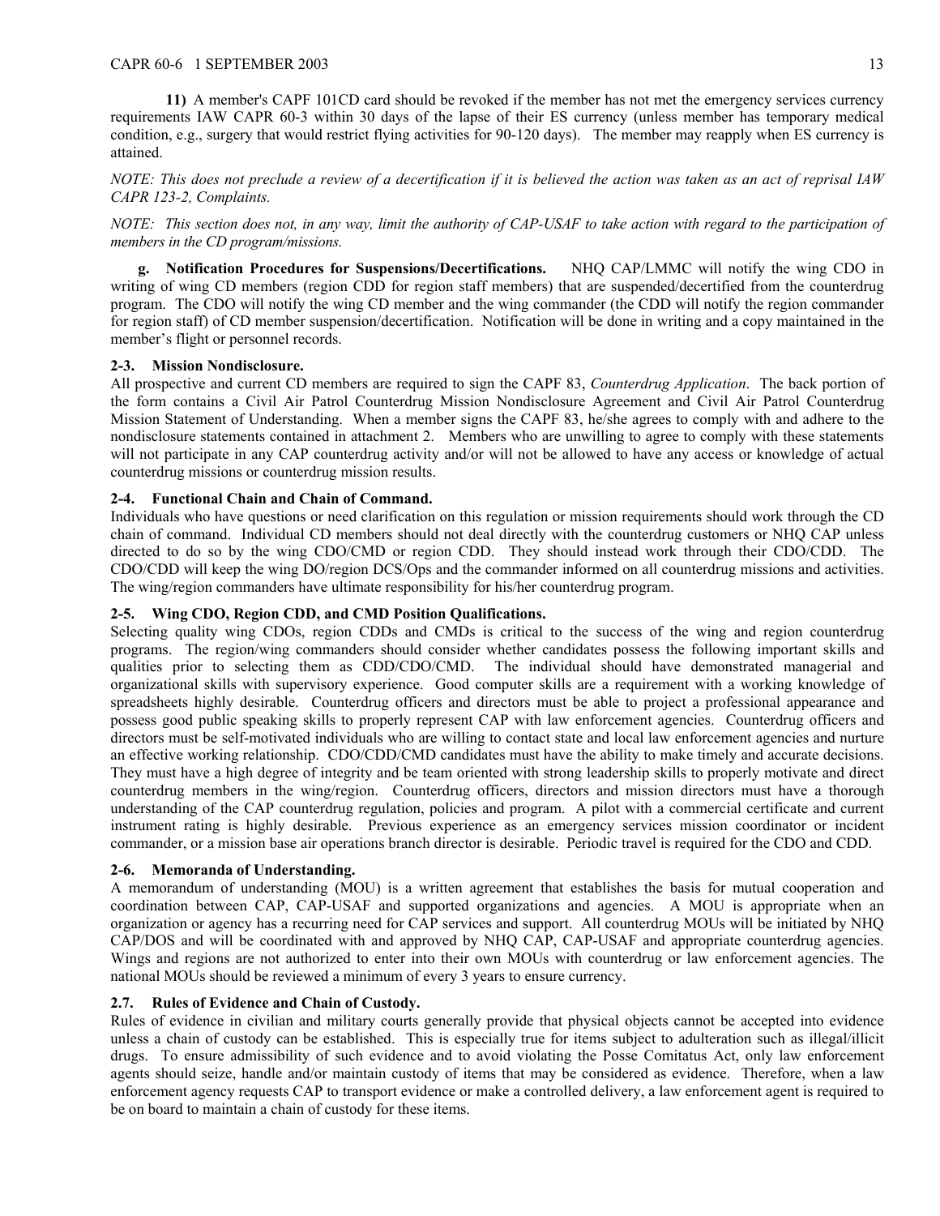**11)** A member's CAPF 101CD card should be revoked if the member has not met the emergency services currency requirements IAW CAPR 60-3 within 30 days of the lapse of their ES currency (unless member has temporary medical condition, e.g., surgery that would restrict flying activities for 90-120 days). The member may reapply when ES currency is attained.

*NOTE: This does not preclude a review of a decertification if it is believed the action was taken as an act of reprisal IAW CAPR 123-2, Complaints.*

*NOTE: This section does not, in any way, limit the authority of CAP-USAF to take action with regard to the participation of members in the CD program/missions.*

**g. Notification Procedures for Suspensions/Decertifications.** NHQ CAP/LMMC will notify the wing CDO in writing of wing CD members (region CDD for region staff members) that are suspended/decertified from the counterdrug program. The CDO will notify the wing CD member and the wing commander (the CDD will notify the region commander for region staff) of CD member suspension/decertification. Notification will be done in writing and a copy maintained in the member's flight or personnel records.

### 2-3. Mission Nondisclosure.

All prospective and current CD members are required to sign the CAPF 83, *Counterdrug Application*. The back portion of the form contains a Civil Air Patrol Counterdrug Mission Nondisclosure Agreement and Civil Air Patrol Counterdrug Mission Statement of Understanding. When a member signs the CAPF 83, he/she agrees to comply with and adhere to the nondisclosure statements contained in attachment 2. Members who are unwilling to agree to comply with these statements will not participate in any CAP counterdrug activity and/or will not be allowed to have any access or knowledge of actual counterdrug missions or counterdrug mission results.

### 2-4. Functional Chain and Chain of Command.

Individuals who have questions or need clarification on this regulation or mission requirements should work through the CD chain of command. Individual CD members should not deal directly with the counterdrug customers or NHQ CAP unless directed to do so by the wing CDO/CMD or region CDD. They should instead work through their CDO/CDD. The CDO/CDD will keep the wing DO/region DCS/Ops and the commander informed on all counterdrug missions and activities. The wing/region commanders have ultimate responsibility for his/her counterdrug program.

### 2-5. Wing CDO, Region CDD, and CMD Position Qualifications.

Selecting quality wing CDOs, region CDDs and CMDs is critical to the success of the wing and region counterdrug programs. The region/wing commanders should consider whether candidates possess the following important skills and qualities prior to selecting them as CDD/CDO/CMD. The individual should have demonstrated managerial and organizational skills with supervisory experience. Good computer skills are a requirement with a working knowledge of spreadsheets highly desirable. Counterdrug officers and directors must be able to project a professional appearance and possess good public speaking skills to properly represent CAP with law enforcement agencies. Counterdrug officers and directors must be self-motivated individuals who are willing to contact state and local law enforcement agencies and nurture an effective working relationship. CDO/CDD/CMD candidates must have the ability to make timely and accurate decisions. They must have a high degree of integrity and be team oriented with strong leadership skills to properly motivate and direct counterdrug members in the wing/region. Counterdrug officers, directors and mission directors must have a thorough understanding of the CAP counterdrug regulation, policies and program. A pilot with a commercial certificate and current instrument rating is highly desirable. Previous experience as an emergency services mission coordinator or incident commander, or a mission base air operations branch director is desirable. Periodic travel is required for the CDO and CDD.

### 2-6. Memoranda of Understanding.

A memorandum of understanding (MOU) is a written agreement that establishes the basis for mutual cooperation and coordination between CAP, CAP-USAF and supported organizations and agencies. A MOU is appropriate when an organization or agency has a recurring need for CAP services and support. All counterdrug MOUs will be initiated by NHQ CAP/DOS and will be coordinated with and approved by NHQ CAP, CAP-USAF and appropriate counterdrug agencies. Wings and regions are not authorized to enter into their own MOUs with counterdrug or law enforcement agencies. The national MOUs should be reviewed a minimum of every 3 years to ensure currency.

### 2.7. Rules of Evidence and Chain of Custody.

Rules of evidence in civilian and military courts generally provide that physical objects cannot be accepted into evidence unless a chain of custody can be established. This is especially true for items subject to adulteration such as illegal/illicit drugs. To ensure admissibility of such evidence and to avoid violating the Posse Comitatus Act, only law enforcement agents should seize, handle and/or maintain custody of items that may be considered as evidence. Therefore, when a law enforcement agency requests CAP to transport evidence or make a controlled delivery, a law enforcement agent is required to be on board to maintain a chain of custody for these items.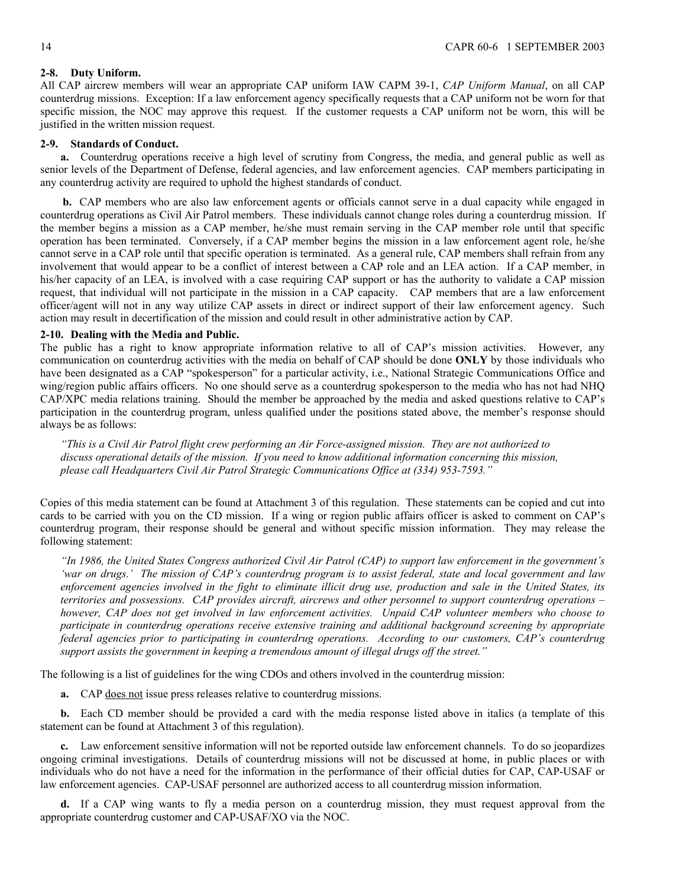**2-8. Duty Uniform.**
All CAP aircrew members will wear an appropriate CAP uniform IAW CAPM 39-1, *CAP Uniform Manual*, on all CAP counterdrug missions. Exception: If a law enforcement agency specifically requests that a CAP uniform not be worn for that specific mission, the NOC may approve this request. If the customer requests a CAP uniform not be worn, this will be justified in the written mission request.

**2-9. Standards of Conduct.**

**a.** Counterdrug operations receive a high level of scrutiny from Congress, the media, and general public as well as senior levels of the Department of Defense, federal agencies, and law enforcement agencies. CAP members participating in any counterdrug activity are required to uphold the highest standards of conduct.

**b.** CAP members who are also law enforcement agents or officials cannot serve in a dual capacity while engaged in counterdrug operations as Civil Air Patrol members. These individuals cannot change roles during a counterdrug mission. If the member begins a mission as a CAP member, he/she must remain serving in the CAP member role until that specific operation has been terminated. Conversely, if a CAP member begins the mission in a law enforcement agent role, he/she cannot serve in a CAP role until that specific operation is terminated. As a general rule, CAP members shall refrain from any involvement that would appear to be a conflict of interest between a CAP role and an LEA action. If a CAP member, in his/her capacity of an LEA, is involved with a case requiring CAP support or has the authority to validate a CAP mission request, that individual will not participate in the mission in a CAP capacity. CAP members that are a law enforcement officer/agent will not in any way utilize CAP assets in direct or indirect support of their law enforcement agency. Such action may result in decertification of the mission and could result in other administrative action by CAP.

**2-10. Dealing with the Media and Public.**
The public has a right to know appropriate information relative to all of CAP's mission activities. However, any communication on counterdrug activities with the media on behalf of CAP should be done **ONLY** by those individuals who have been designated as a CAP "spokesperson" for a particular activity, i.e., National Strategic Communications Office and wing/region public affairs officers. No one should serve as a counterdrug spokesperson to the media who has not had NHQ CAP/XPC media relations training. Should the member be approached by the media and asked questions relative to CAP's participation in the counterdrug program, unless qualified under the positions stated above, the member's response should always be as follows:

*"This is a Civil Air Patrol flight crew performing an Air Force-assigned mission. They are not authorized to discuss operational details of the mission. If you need to know additional information concerning this mission, please call Headquarters Civil Air Patrol Strategic Communications Office at (334) 953-7593."*

Copies of this media statement can be found at Attachment 3 of this regulation. These statements can be copied and cut into cards to be carried with you on the CD mission. If a wing or region public affairs officer is asked to comment on CAP's counterdrug program, their response should be general and without specific mission information. They may release the following statement:

*"In 1986, the United States Congress authorized Civil Air Patrol (CAP) to support law enforcement in the government's 'war on drugs.' The mission of CAP's counterdrug program is to assist federal, state and local government and law enforcement agencies involved in the fight to eliminate illicit drug use, production and sale in the United States, its territories and possessions. CAP provides aircraft, aircrews and other personnel to support counterdrug operations – however, CAP does not get involved in law enforcement activities. Unpaid CAP volunteer members who choose to participate in counterdrug operations receive extensive training and additional background screening by appropriate federal agencies prior to participating in counterdrug operations. According to our customers, CAP's counterdrug support assists the government in keeping a tremendous amount of illegal drugs off the street."*

The following is a list of guidelines for the wing CDOs and others involved in the counterdrug mission:

**a.** CAP does not issue press releases relative to counterdrug missions.

**b.** Each CD member should be provided a card with the media response listed above in italics (a template of this statement can be found at Attachment 3 of this regulation).

**c.** Law enforcement sensitive information will not be reported outside law enforcement channels. To do so jeopardizes ongoing criminal investigations. Details of counterdrug missions will not be discussed at home, in public places or with individuals who do not have a need for the information in the performance of their official duties for CAP, CAP-USAF or law enforcement agencies. CAP-USAF personnel are authorized access to all counterdrug mission information.

**d.** If a CAP wing wants to fly a media person on a counterdrug mission, they must request approval from the appropriate counterdrug customer and CAP-USAF/XO via the NOC.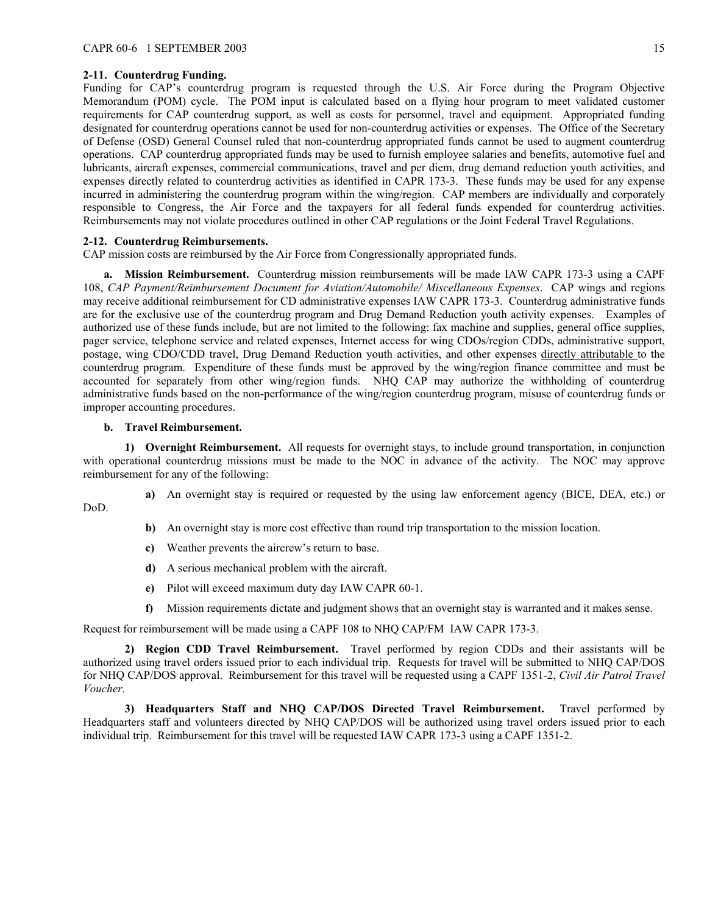**2-11. Counterdrug Funding.**
Funding for CAP's counterdrug program is requested through the U.S. Air Force during the Program Objective Memorandum (POM) cycle. The POM input is calculated based on a flying hour program to meet validated customer requirements for CAP counterdrug support, as well as costs for personnel, travel and equipment. Appropriated funding designated for counterdrug operations cannot be used for non-counterdrug activities or expenses. The Office of the Secretary of Defense (OSD) General Counsel ruled that non-counterdrug appropriated funds cannot be used to augment counterdrug operations. CAP counterdrug appropriated funds may be used to furnish employee salaries and benefits, automotive fuel and lubricants, aircraft expenses, commercial communications, travel and per diem, drug demand reduction youth activities, and expenses directly related to counterdrug activities as identified in CAPR 173-3. These funds may be used for any expense incurred in administering the counterdrug program within the wing/region. CAP members are individually and corporately responsible to Congress, the Air Force and the taxpayers for all federal funds expended for counterdrug activities. Reimbursements may not violate procedures outlined in other CAP regulations or the Joint Federal Travel Regulations.

**2-12. Counterdrug Reimbursements.**
CAP mission costs are reimbursed by the Air Force from Congressionally appropriated funds.

**a. Mission Reimbursement.** Counterdrug mission reimbursements will be made IAW CAPR 173-3 using a CAPF 108, *CAP Payment/Reimbursement Document for Aviation/Automobile/ Miscellaneous Expenses*. CAP wings and regions may receive additional reimbursement for CD administrative expenses IAW CAPR 173-3. Counterdrug administrative funds are for the exclusive use of the counterdrug program and Drug Demand Reduction youth activity expenses. Examples of authorized use of these funds include, but are not limited to the following: fax machine and supplies, general office supplies, pager service, telephone service and related expenses, Internet access for wing CDOs/region CDDs, administrative support, postage, wing CDO/CDD travel, Drug Demand Reduction youth activities, and other expenses directly attributable to the counterdrug program. Expenditure of these funds must be approved by the wing/region finance committee and must be accounted for separately from other wing/region funds. NHQ CAP may authorize the withholding of counterdrug administrative funds based on the non-performance of the wing/region counterdrug program, misuse of counterdrug funds or improper accounting procedures.

**b. Travel Reimbursement.**

**1) Overnight Reimbursement.** All requests for overnight stays, to include ground transportation, in conjunction with operational counterdrug missions must be made to the NOC in advance of the activity. The NOC may approve reimbursement for any of the following:

**a)** An overnight stay is required or requested by the using law enforcement agency (BICE, DEA, etc.) or DoD.

**b)** An overnight stay is more cost effective than round trip transportation to the mission location.

**c)** Weather prevents the aircrew's return to base.

**d)** A serious mechanical problem with the aircraft.

**e)** Pilot will exceed maximum duty day IAW CAPR 60-1.

**f)** Mission requirements dictate and judgment shows that an overnight stay is warranted and it makes sense.

Request for reimbursement will be made using a CAPF 108 to NHQ CAP/FM IAW CAPR 173-3.

**2) Region CDD Travel Reimbursement.** Travel performed by region CDDs and their assistants will be authorized using travel orders issued prior to each individual trip. Requests for travel will be submitted to NHQ CAP/DOS for NHQ CAP/DOS approval. Reimbursement for this travel will be requested using a CAPF 1351-2, *Civil Air Patrol Travel Voucher*.

**3) Headquarters Staff and NHQ CAP/DOS Directed Travel Reimbursement.** Travel performed by Headquarters staff and volunteers directed by NHQ CAP/DOS will be authorized using travel orders issued prior to each individual trip. Reimbursement for this travel will be requested IAW CAPR 173-3 using a CAPF 1351-2.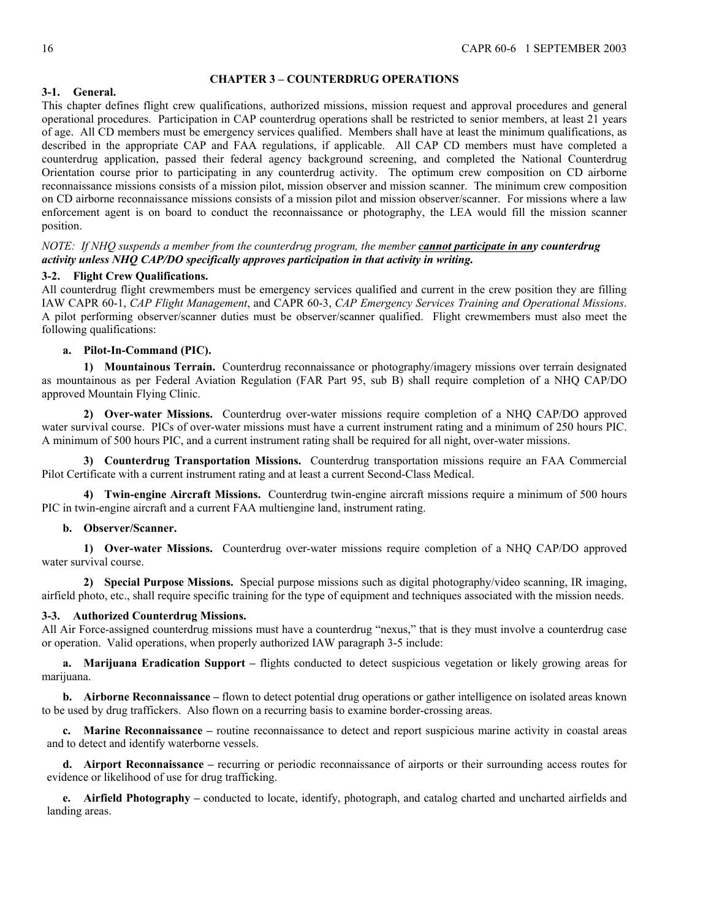## CHAPTER 3 – COUNTERDRUG OPERATIONS

**3-1. General.**

This chapter defines flight crew qualifications, authorized missions, mission request and approval procedures and general operational procedures. Participation in CAP counterdrug operations shall be restricted to senior members, at least 21 years of age. All CD members must be emergency services qualified. Members shall have at least the minimum qualifications, as described in the appropriate CAP and FAA regulations, if applicable. All CAP CD members must have completed a counterdrug application, passed their federal agency background screening, and completed the National Counterdrug Orientation course prior to participating in any counterdrug activity. The optimum crew composition on CD airborne reconnaissance missions consists of a mission pilot, mission observer and mission scanner. The minimum crew composition on CD airborne reconnaissance missions consists of a mission pilot and mission observer/scanner. For missions where a law enforcement agent is on board to conduct the reconnaissance or photography, the LEA would fill the mission scanner position.

*NOTE: If NHQ suspends a member from the counterdrug program, the member* ***cannot participate in any counterdrug activity unless NHQ CAP/DO specifically approves participation in that activity in writing.***

**3-2. Flight Crew Qualifications.**

All counterdrug flight crewmembers must be emergency services qualified and current in the crew position they are filling IAW CAPR 60-1, *CAP Flight Management*, and CAPR 60-3, *CAP Emergency Services Training and Operational Missions*. A pilot performing observer/scanner duties must be observer/scanner qualified. Flight crewmembers must also meet the following qualifications:

**a. Pilot-In-Command (PIC).**

**1) Mountainous Terrain.** Counterdrug reconnaissance or photography/imagery missions over terrain designated as mountainous as per Federal Aviation Regulation (FAR Part 95, sub B) shall require completion of a NHQ CAP/DO approved Mountain Flying Clinic.

**2) Over-water Missions.** Counterdrug over-water missions require completion of a NHQ CAP/DO approved water survival course. PICs of over-water missions must have a current instrument rating and a minimum of 250 hours PIC. A minimum of 500 hours PIC, and a current instrument rating shall be required for all night, over-water missions.

**3) Counterdrug Transportation Missions.** Counterdrug transportation missions require an FAA Commercial Pilot Certificate with a current instrument rating and at least a current Second-Class Medical.

**4) Twin-engine Aircraft Missions.** Counterdrug twin-engine aircraft missions require a minimum of 500 hours PIC in twin-engine aircraft and a current FAA multiengine land, instrument rating.

**b. Observer/Scanner.**

**1) Over-water Missions.** Counterdrug over-water missions require completion of a NHQ CAP/DO approved water survival course.

**2) Special Purpose Missions.** Special purpose missions such as digital photography/video scanning, IR imaging, airfield photo, etc., shall require specific training for the type of equipment and techniques associated with the mission needs.

**3-3. Authorized Counterdrug Missions.**

All Air Force-assigned counterdrug missions must have a counterdrug "nexus," that is they must involve a counterdrug case or operation. Valid operations, when properly authorized IAW paragraph 3-5 include:

**a. Marijuana Eradication Support –** flights conducted to detect suspicious vegetation or likely growing areas for marijuana.

**b. Airborne Reconnaissance –** flown to detect potential drug operations or gather intelligence on isolated areas known to be used by drug traffickers. Also flown on a recurring basis to examine border-crossing areas.

**c. Marine Reconnaissance –** routine reconnaissance to detect and report suspicious marine activity in coastal areas and to detect and identify waterborne vessels.

**d. Airport Reconnaissance –** recurring or periodic reconnaissance of airports or their surrounding access routes for evidence or likelihood of use for drug trafficking.

**e. Airfield Photography –** conducted to locate, identify, photograph, and catalog charted and uncharted airfields and landing areas.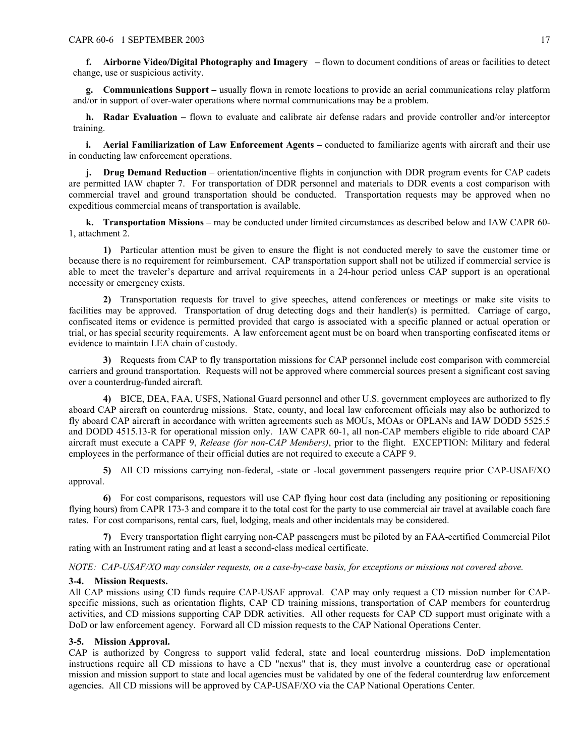**f. Airborne Video/Digital Photography and Imagery** – flown to document conditions of areas or facilities to detect change, use or suspicious activity.

**g. Communications Support –** usually flown in remote locations to provide an aerial communications relay platform and/or in support of over-water operations where normal communications may be a problem.

**h. Radar Evaluation –** flown to evaluate and calibrate air defense radars and provide controller and/or interceptor training.

**i. Aerial Familiarization of Law Enforcement Agents –** conducted to familiarize agents with aircraft and their use in conducting law enforcement operations.

**j. Drug Demand Reduction** – orientation/incentive flights in conjunction with DDR program events for CAP cadets are permitted IAW chapter 7. For transportation of DDR personnel and materials to DDR events a cost comparison with commercial travel and ground transportation should be conducted. Transportation requests may be approved when no expeditious commercial means of transportation is available.

**k. Transportation Missions –** may be conducted under limited circumstances as described below and IAW CAPR 60-1, attachment 2.

**1)** Particular attention must be given to ensure the flight is not conducted merely to save the customer time or because there is no requirement for reimbursement. CAP transportation support shall not be utilized if commercial service is able to meet the traveler's departure and arrival requirements in a 24-hour period unless CAP support is an operational necessity or emergency exists.

**2)** Transportation requests for travel to give speeches, attend conferences or meetings or make site visits to facilities may be approved. Transportation of drug detecting dogs and their handler(s) is permitted. Carriage of cargo, confiscated items or evidence is permitted provided that cargo is associated with a specific planned or actual operation or trial, or has special security requirements. A law enforcement agent must be on board when transporting confiscated items or evidence to maintain LEA chain of custody.

**3)** Requests from CAP to fly transportation missions for CAP personnel include cost comparison with commercial carriers and ground transportation. Requests will not be approved where commercial sources present a significant cost saving over a counterdrug-funded aircraft.

**4)** BICE, DEA, FAA, USFS, National Guard personnel and other U.S. government employees are authorized to fly aboard CAP aircraft on counterdrug missions. State, county, and local law enforcement officials may also be authorized to fly aboard CAP aircraft in accordance with written agreements such as MOUs, MOAs or OPLANs and IAW DODD 5525.5 and DODD 4515.13-R for operational mission only. IAW CAPR 60-1, all non-CAP members eligible to ride aboard CAP aircraft must execute a CAPF 9, *Release (for non-CAP Members)*, prior to the flight. EXCEPTION: Military and federal employees in the performance of their official duties are not required to execute a CAPF 9.

**5)** All CD missions carrying non-federal, -state or -local government passengers require prior CAP-USAF/XO approval.

**6)** For cost comparisons, requestors will use CAP flying hour cost data (including any positioning or repositioning flying hours) from CAPR 173-3 and compare it to the total cost for the party to use commercial air travel at available coach fare rates. For cost comparisons, rental cars, fuel, lodging, meals and other incidentals may be considered.

**7)** Every transportation flight carrying non-CAP passengers must be piloted by an FAA-certified Commercial Pilot rating with an Instrument rating and at least a second-class medical certificate.

*NOTE: CAP-USAF/XO may consider requests, on a case-by-case basis, for exceptions or missions not covered above.*

**3-4. Mission Requests.**

All CAP missions using CD funds require CAP-USAF approval. CAP may only request a CD mission number for CAP-specific missions, such as orientation flights, CAP CD training missions, transportation of CAP members for counterdrug activities, and CD missions supporting CAP DDR activities. All other requests for CAP CD support must originate with a DoD or law enforcement agency. Forward all CD mission requests to the CAP National Operations Center.

**3-5. Mission Approval.**

CAP is authorized by Congress to support valid federal, state and local counterdrug missions. DoD implementation instructions require all CD missions to have a CD "nexus" that is, they must involve a counterdrug case or operational mission and mission support to state and local agencies must be validated by one of the federal counterdrug law enforcement agencies. All CD missions will be approved by CAP-USAF/XO via the CAP National Operations Center.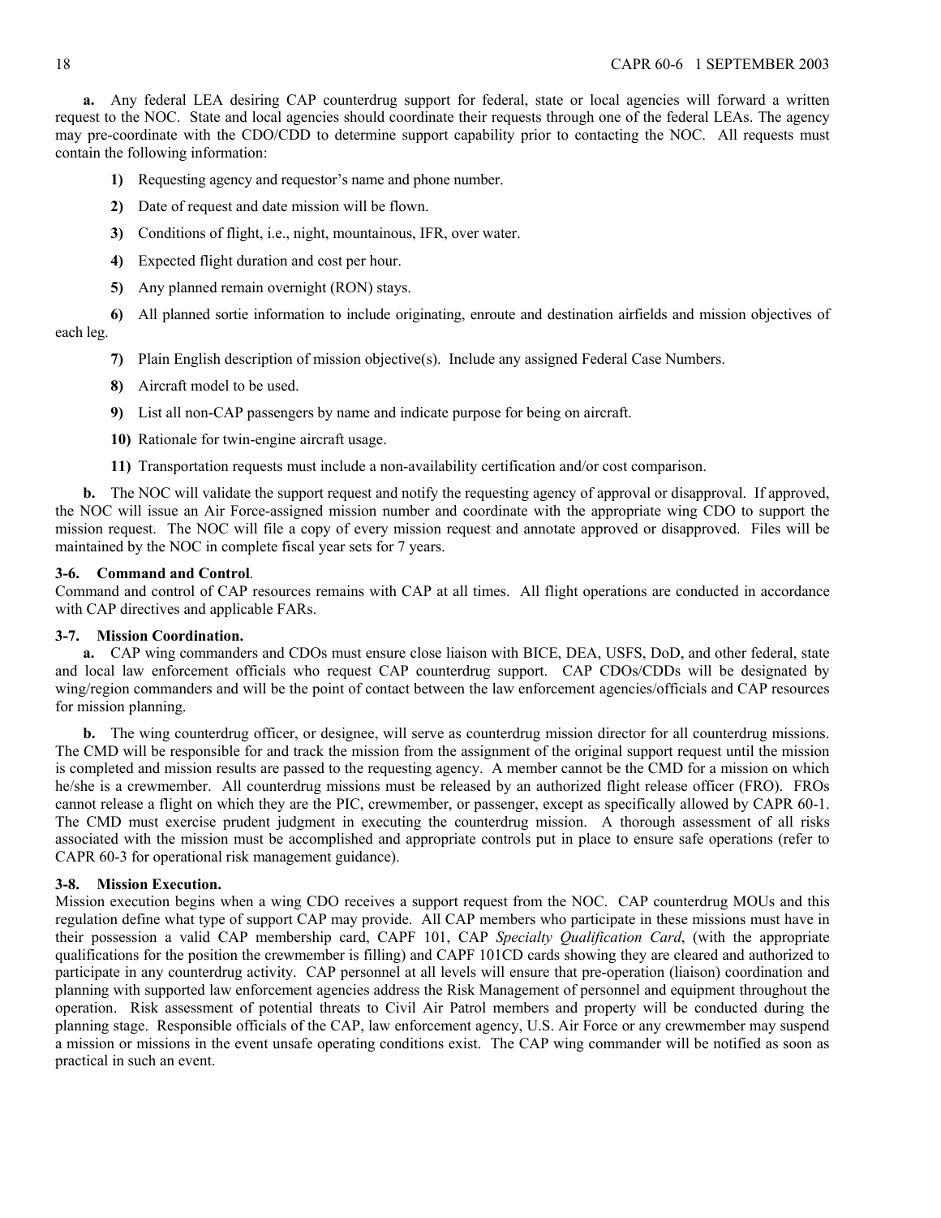**a.** Any federal LEA desiring CAP counterdrug support for federal, state or local agencies will forward a written request to the NOC. State and local agencies should coordinate their requests through one of the federal LEAs. The agency may pre-coordinate with the CDO/CDD to determine support capability prior to contacting the NOC. All requests must contain the following information:

**1)** Requesting agency and requestor's name and phone number.

**2)** Date of request and date mission will be flown.

**3)** Conditions of flight, i.e., night, mountainous, IFR, over water.

**4)** Expected flight duration and cost per hour.

**5)** Any planned remain overnight (RON) stays.

**6)** All planned sortie information to include originating, enroute and destination airfields and mission objectives of each leg.

**7)** Plain English description of mission objective(s). Include any assigned Federal Case Numbers.

**8)** Aircraft model to be used.

**9)** List all non-CAP passengers by name and indicate purpose for being on aircraft.

**10)** Rationale for twin-engine aircraft usage.

**11)** Transportation requests must include a non-availability certification and/or cost comparison.

**b.** The NOC will validate the support request and notify the requesting agency of approval or disapproval. If approved, the NOC will issue an Air Force-assigned mission number and coordinate with the appropriate wing CDO to support the mission request. The NOC will file a copy of every mission request and annotate approved or disapproved. Files will be maintained by the NOC in complete fiscal year sets for 7 years.

**3-6. Command and Control**.

Command and control of CAP resources remains with CAP at all times. All flight operations are conducted in accordance with CAP directives and applicable FARs.

**3-7. Mission Coordination.**

**a.** CAP wing commanders and CDOs must ensure close liaison with BICE, DEA, USFS, DoD, and other federal, state and local law enforcement officials who request CAP counterdrug support. CAP CDOs/CDDs will be designated by wing/region commanders and will be the point of contact between the law enforcement agencies/officials and CAP resources for mission planning.

**b.** The wing counterdrug officer, or designee, will serve as counterdrug mission director for all counterdrug missions. The CMD will be responsible for and track the mission from the assignment of the original support request until the mission is completed and mission results are passed to the requesting agency. A member cannot be the CMD for a mission on which he/she is a crewmember. All counterdrug missions must be released by an authorized flight release officer (FRO). FROs cannot release a flight on which they are the PIC, crewmember, or passenger, except as specifically allowed by CAPR 60-1. The CMD must exercise prudent judgment in executing the counterdrug mission. A thorough assessment of all risks associated with the mission must be accomplished and appropriate controls put in place to ensure safe operations (refer to CAPR 60-3 for operational risk management guidance).

**3-8. Mission Execution.**

Mission execution begins when a wing CDO receives a support request from the NOC. CAP counterdrug MOUs and this regulation define what type of support CAP may provide. All CAP members who participate in these missions must have in their possession a valid CAP membership card, CAPF 101, CAP *Specialty Qualification Card*, (with the appropriate qualifications for the position the crewmember is filling) and CAPF 101CD cards showing they are cleared and authorized to participate in any counterdrug activity. CAP personnel at all levels will ensure that pre-operation (liaison) coordination and planning with supported law enforcement agencies address the Risk Management of personnel and equipment throughout the operation. Risk assessment of potential threats to Civil Air Patrol members and property will be conducted during the planning stage. Responsible officials of the CAP, law enforcement agency, U.S. Air Force or any crewmember may suspend a mission or missions in the event unsafe operating conditions exist. The CAP wing commander will be notified as soon as practical in such an event.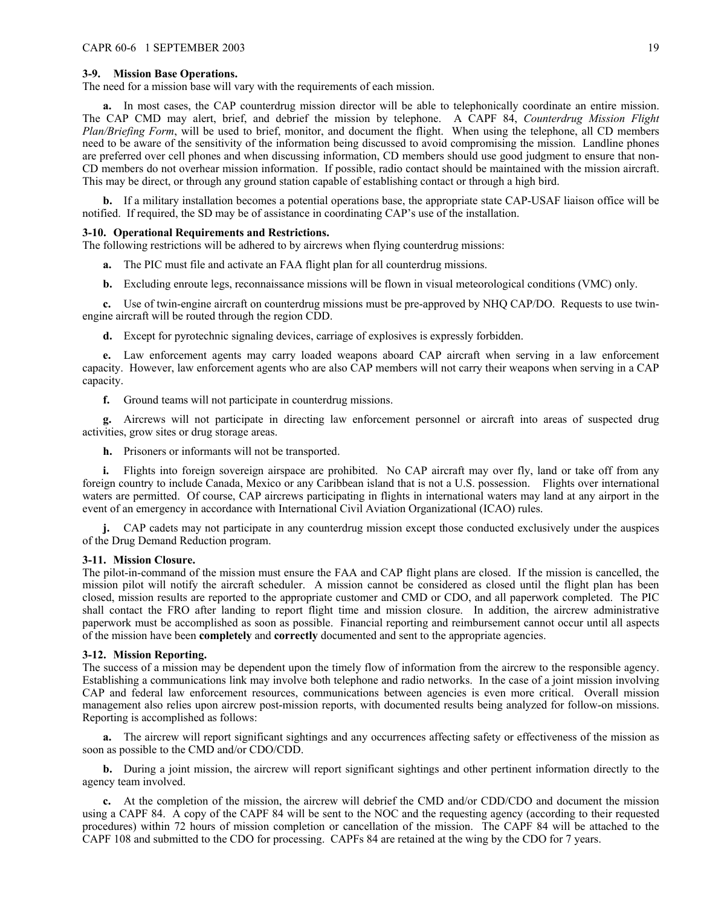**3-9. Mission Base Operations.**
The need for a mission base will vary with the requirements of each mission.

**a.** In most cases, the CAP counterdrug mission director will be able to telephonically coordinate an entire mission. The CAP CMD may alert, brief, and debrief the mission by telephone. A CAPF 84, *Counterdrug Mission Flight Plan/Briefing Form*, will be used to brief, monitor, and document the flight. When using the telephone, all CD members need to be aware of the sensitivity of the information being discussed to avoid compromising the mission. Landline phones are preferred over cell phones and when discussing information, CD members should use good judgment to ensure that non-CD members do not overhear mission information. If possible, radio contact should be maintained with the mission aircraft. This may be direct, or through any ground station capable of establishing contact or through a high bird.

**b.** If a military installation becomes a potential operations base, the appropriate state CAP-USAF liaison office will be notified. If required, the SD may be of assistance in coordinating CAP's use of the installation.

**3-10. Operational Requirements and Restrictions.**
The following restrictions will be adhered to by aircrews when flying counterdrug missions:

**a.** The PIC must file and activate an FAA flight plan for all counterdrug missions.

**b.** Excluding enroute legs, reconnaissance missions will be flown in visual meteorological conditions (VMC) only.

**c.** Use of twin-engine aircraft on counterdrug missions must be pre-approved by NHQ CAP/DO. Requests to use twin-engine aircraft will be routed through the region CDD.

**d.** Except for pyrotechnic signaling devices, carriage of explosives is expressly forbidden.

**e.** Law enforcement agents may carry loaded weapons aboard CAP aircraft when serving in a law enforcement capacity. However, law enforcement agents who are also CAP members will not carry their weapons when serving in a CAP capacity.

**f.** Ground teams will not participate in counterdrug missions.

**g.** Aircrews will not participate in directing law enforcement personnel or aircraft into areas of suspected drug activities, grow sites or drug storage areas.

**h.** Prisoners or informants will not be transported.

**i.** Flights into foreign sovereign airspace are prohibited. No CAP aircraft may over fly, land or take off from any foreign country to include Canada, Mexico or any Caribbean island that is not a U.S. possession. Flights over international waters are permitted. Of course, CAP aircrews participating in flights in international waters may land at any airport in the event of an emergency in accordance with International Civil Aviation Organizational (ICAO) rules.

**j.** CAP cadets may not participate in any counterdrug mission except those conducted exclusively under the auspices of the Drug Demand Reduction program.

**3-11. Mission Closure.**
The pilot-in-command of the mission must ensure the FAA and CAP flight plans are closed. If the mission is cancelled, the mission pilot will notify the aircraft scheduler. A mission cannot be considered as closed until the flight plan has been closed, mission results are reported to the appropriate customer and CMD or CDO, and all paperwork completed. The PIC shall contact the FRO after landing to report flight time and mission closure. In addition, the aircrew administrative paperwork must be accomplished as soon as possible. Financial reporting and reimbursement cannot occur until all aspects of the mission have been **completely** and **correctly** documented and sent to the appropriate agencies.

**3-12. Mission Reporting.**
The success of a mission may be dependent upon the timely flow of information from the aircrew to the responsible agency. Establishing a communications link may involve both telephone and radio networks. In the case of a joint mission involving CAP and federal law enforcement resources, communications between agencies is even more critical. Overall mission management also relies upon aircrew post-mission reports, with documented results being analyzed for follow-on missions. Reporting is accomplished as follows:

**a.** The aircrew will report significant sightings and any occurrences affecting safety or effectiveness of the mission as soon as possible to the CMD and/or CDO/CDD.

**b.** During a joint mission, the aircrew will report significant sightings and other pertinent information directly to the agency team involved.

**c.** At the completion of the mission, the aircrew will debrief the CMD and/or CDD/CDO and document the mission using a CAPF 84. A copy of the CAPF 84 will be sent to the NOC and the requesting agency (according to their requested procedures) within 72 hours of mission completion or cancellation of the mission. The CAPF 84 will be attached to the CAPF 108 and submitted to the CDO for processing. CAPFs 84 are retained at the wing by the CDO for 7 years.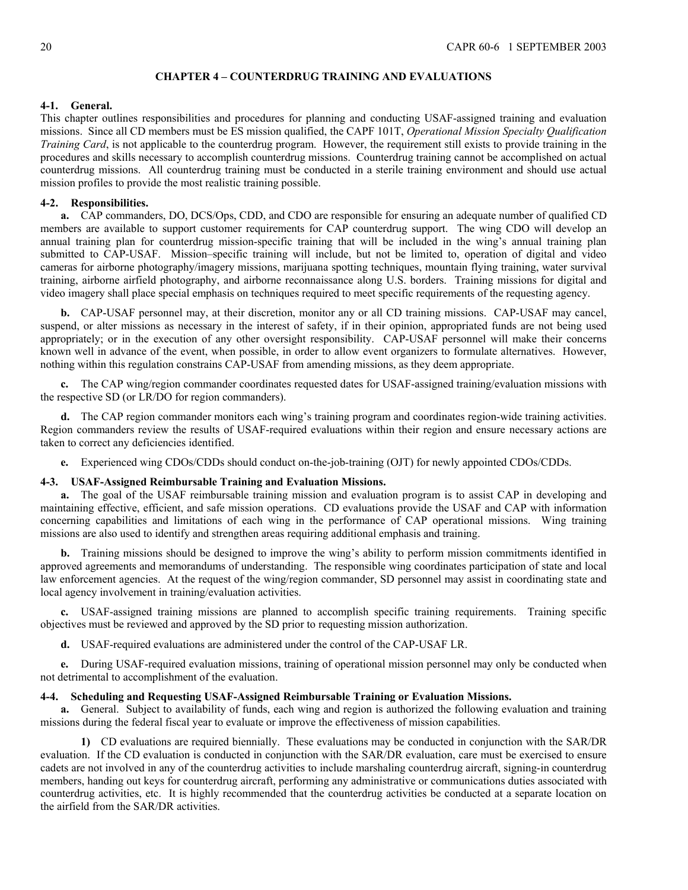## CHAPTER 4 – COUNTERDRUG TRAINING AND EVALUATIONS

**4-1. General.**
This chapter outlines responsibilities and procedures for planning and conducting USAF-assigned training and evaluation missions. Since all CD members must be ES mission qualified, the CAPF 101T, *Operational Mission Specialty Qualification Training Card*, is not applicable to the counterdrug program. However, the requirement still exists to provide training in the procedures and skills necessary to accomplish counterdrug missions. Counterdrug training cannot be accomplished on actual counterdrug missions. All counterdrug training must be conducted in a sterile training environment and should use actual mission profiles to provide the most realistic training possible.

**4-2. Responsibilities.**

**a.** CAP commanders, DO, DCS/Ops, CDD, and CDO are responsible for ensuring an adequate number of qualified CD members are available to support customer requirements for CAP counterdrug support. The wing CDO will develop an annual training plan for counterdrug mission-specific training that will be included in the wing's annual training plan submitted to CAP-USAF. Mission–specific training will include, but not be limited to, operation of digital and video cameras for airborne photography/imagery missions, marijuana spotting techniques, mountain flying training, water survival training, airborne airfield photography, and airborne reconnaissance along U.S. borders. Training missions for digital and video imagery shall place special emphasis on techniques required to meet specific requirements of the requesting agency.

**b.** CAP-USAF personnel may, at their discretion, monitor any or all CD training missions. CAP-USAF may cancel, suspend, or alter missions as necessary in the interest of safety, if in their opinion, appropriated funds are not being used appropriately; or in the execution of any other oversight responsibility. CAP-USAF personnel will make their concerns known well in advance of the event, when possible, in order to allow event organizers to formulate alternatives. However, nothing within this regulation constrains CAP-USAF from amending missions, as they deem appropriate.

**c.** The CAP wing/region commander coordinates requested dates for USAF-assigned training/evaluation missions with the respective SD (or LR/DO for region commanders).

**d.** The CAP region commander monitors each wing's training program and coordinates region-wide training activities. Region commanders review the results of USAF-required evaluations within their region and ensure necessary actions are taken to correct any deficiencies identified.

**e.** Experienced wing CDOs/CDDs should conduct on-the-job-training (OJT) for newly appointed CDOs/CDDs.

**4-3. USAF-Assigned Reimbursable Training and Evaluation Missions.**

**a.** The goal of the USAF reimbursable training mission and evaluation program is to assist CAP in developing and maintaining effective, efficient, and safe mission operations. CD evaluations provide the USAF and CAP with information concerning capabilities and limitations of each wing in the performance of CAP operational missions. Wing training missions are also used to identify and strengthen areas requiring additional emphasis and training.

**b.** Training missions should be designed to improve the wing's ability to perform mission commitments identified in approved agreements and memorandums of understanding. The responsible wing coordinates participation of state and local law enforcement agencies. At the request of the wing/region commander, SD personnel may assist in coordinating state and local agency involvement in training/evaluation activities.

**c.** USAF-assigned training missions are planned to accomplish specific training requirements. Training specific objectives must be reviewed and approved by the SD prior to requesting mission authorization.

**d.** USAF-required evaluations are administered under the control of the CAP-USAF LR.

**e.** During USAF-required evaluation missions, training of operational mission personnel may only be conducted when not detrimental to accomplishment of the evaluation.

**4-4. Scheduling and Requesting USAF-Assigned Reimbursable Training or Evaluation Missions.**

**a.** General. Subject to availability of funds, each wing and region is authorized the following evaluation and training missions during the federal fiscal year to evaluate or improve the effectiveness of mission capabilities.

**1)** CD evaluations are required biennially. These evaluations may be conducted in conjunction with the SAR/DR evaluation. If the CD evaluation is conducted in conjunction with the SAR/DR evaluation, care must be exercised to ensure cadets are not involved in any of the counterdrug activities to include marshaling counterdrug aircraft, signing-in counterdrug members, handing out keys for counterdrug aircraft, performing any administrative or communications duties associated with counterdrug activities, etc. It is highly recommended that the counterdrug activities be conducted at a separate location on the airfield from the SAR/DR activities.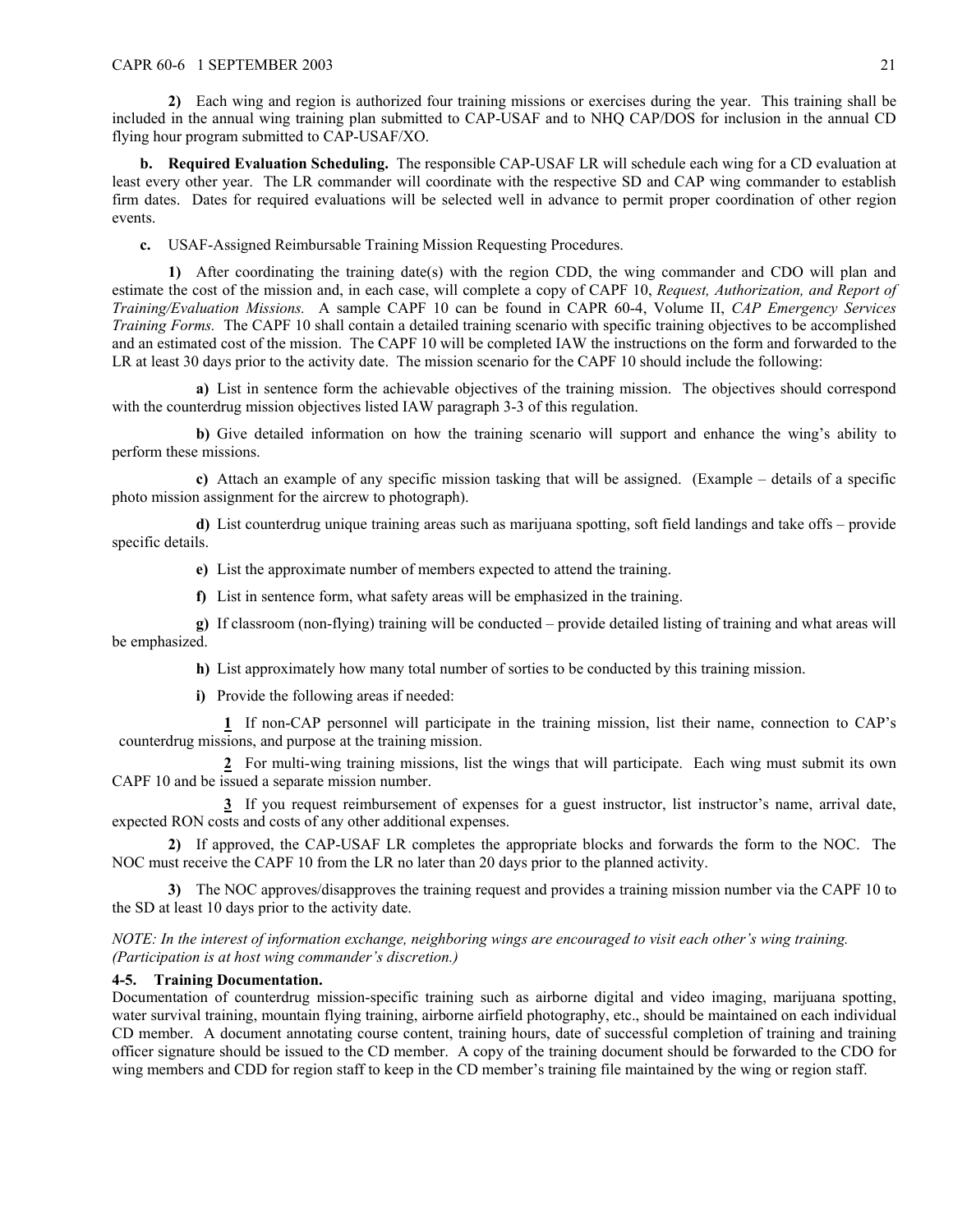**2)** Each wing and region is authorized four training missions or exercises during the year. This training shall be included in the annual wing training plan submitted to CAP-USAF and to NHQ CAP/DOS for inclusion in the annual CD flying hour program submitted to CAP-USAF/XO.

**b. Required Evaluation Scheduling.** The responsible CAP-USAF LR will schedule each wing for a CD evaluation at least every other year. The LR commander will coordinate with the respective SD and CAP wing commander to establish firm dates. Dates for required evaluations will be selected well in advance to permit proper coordination of other region events.

**c.** USAF-Assigned Reimbursable Training Mission Requesting Procedures.

**1)** After coordinating the training date(s) with the region CDD, the wing commander and CDO will plan and estimate the cost of the mission and, in each case, will complete a copy of CAPF 10, *Request, Authorization, and Report of Training/Evaluation Missions.* A sample CAPF 10 can be found in CAPR 60-4, Volume II, *CAP Emergency Services Training Forms.* The CAPF 10 shall contain a detailed training scenario with specific training objectives to be accomplished and an estimated cost of the mission. The CAPF 10 will be completed IAW the instructions on the form and forwarded to the LR at least 30 days prior to the activity date. The mission scenario for the CAPF 10 should include the following:

**a)** List in sentence form the achievable objectives of the training mission. The objectives should correspond with the counterdrug mission objectives listed IAW paragraph 3-3 of this regulation.

**b)** Give detailed information on how the training scenario will support and enhance the wing's ability to perform these missions.

**c)** Attach an example of any specific mission tasking that will be assigned. (Example – details of a specific photo mission assignment for the aircrew to photograph).

**d)** List counterdrug unique training areas such as marijuana spotting, soft field landings and take offs – provide specific details.

**e)** List the approximate number of members expected to attend the training.

**f)** List in sentence form, what safety areas will be emphasized in the training.

**g)** If classroom (non-flying) training will be conducted – provide detailed listing of training and what areas will be emphasized.

**h)** List approximately how many total number of sorties to be conducted by this training mission.

**i)** Provide the following areas if needed:

**1** If non-CAP personnel will participate in the training mission, list their name, connection to CAP's counterdrug missions, and purpose at the training mission.

**2** For multi-wing training missions, list the wings that will participate. Each wing must submit its own CAPF 10 and be issued a separate mission number.

**3** If you request reimbursement of expenses for a guest instructor, list instructor's name, arrival date, expected RON costs and costs of any other additional expenses.

**2)** If approved, the CAP-USAF LR completes the appropriate blocks and forwards the form to the NOC. The NOC must receive the CAPF 10 from the LR no later than 20 days prior to the planned activity.

**3)** The NOC approves/disapproves the training request and provides a training mission number via the CAPF 10 to the SD at least 10 days prior to the activity date.

*NOTE: In the interest of information exchange, neighboring wings are encouraged to visit each other's wing training. (Participation is at host wing commander's discretion.)*

**4-5. Training Documentation.**

Documentation of counterdrug mission-specific training such as airborne digital and video imaging, marijuana spotting, water survival training, mountain flying training, airborne airfield photography, etc., should be maintained on each individual CD member. A document annotating course content, training hours, date of successful completion of training and training officer signature should be issued to the CD member. A copy of the training document should be forwarded to the CDO for wing members and CDD for region staff to keep in the CD member's training file maintained by the wing or region staff.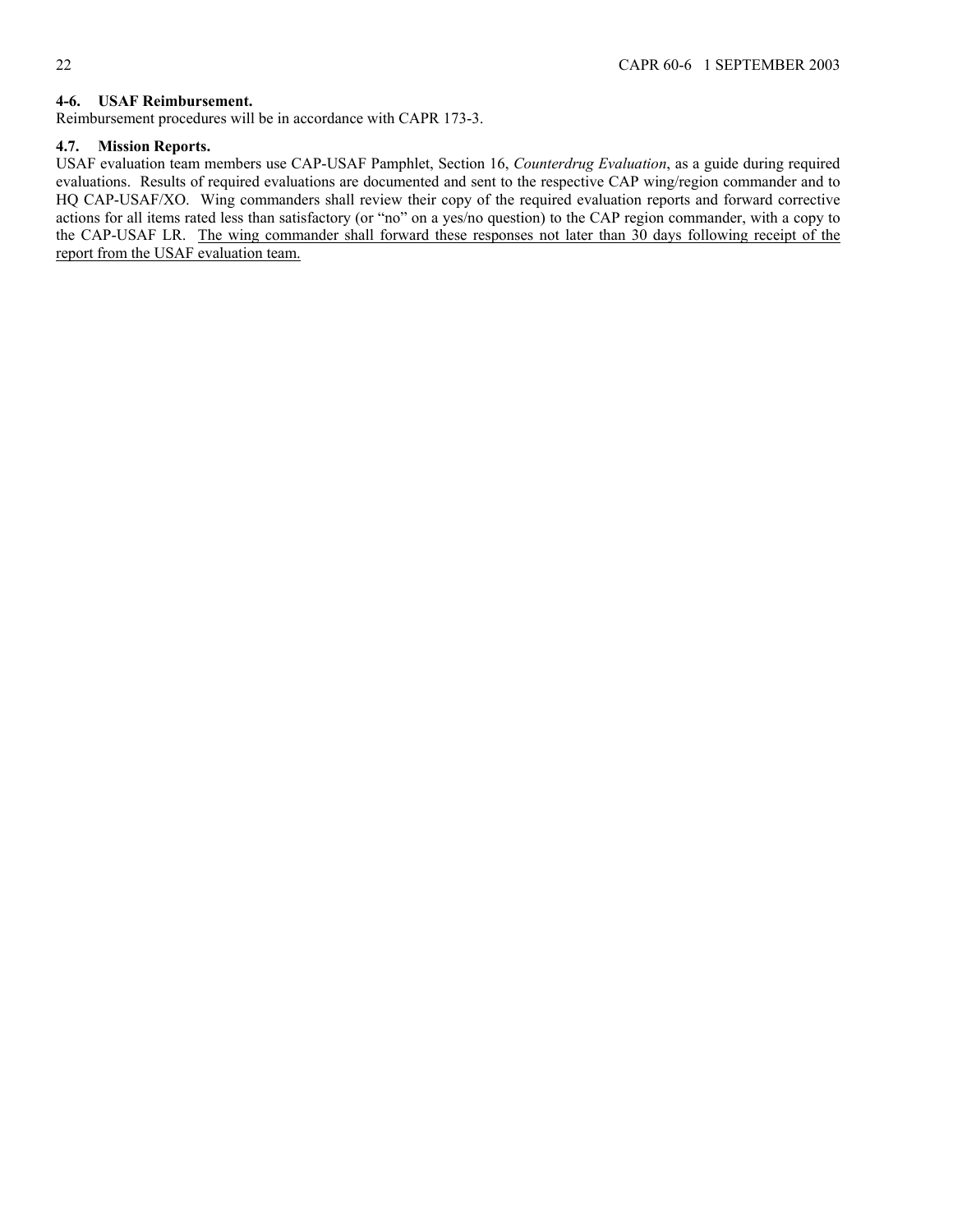**4-6. USAF Reimbursement.**
Reimbursement procedures will be in accordance with CAPR 173-3.

**4.7. Mission Reports.**
USAF evaluation team members use CAP-USAF Pamphlet, Section 16, *Counterdrug Evaluation*, as a guide during required evaluations. Results of required evaluations are documented and sent to the respective CAP wing/region commander and to HQ CAP-USAF/XO. Wing commanders shall review their copy of the required evaluation reports and forward corrective actions for all items rated less than satisfactory (or "no" on a yes/no question) to the CAP region commander, with a copy to the CAP-USAF LR. <u>The wing commander shall forward these responses not later than 30 days following receipt of the report from the USAF evaluation team.</u>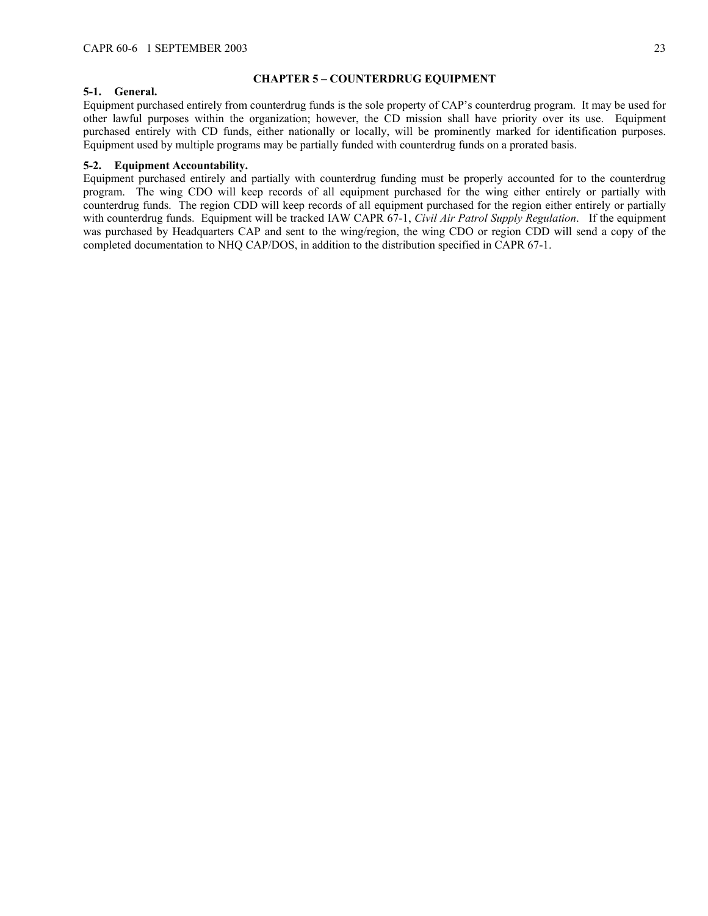## CHAPTER 5 – COUNTERDRUG EQUIPMENT

**5-1. General.**

Equipment purchased entirely from counterdrug funds is the sole property of CAP's counterdrug program. It may be used for other lawful purposes within the organization; however, the CD mission shall have priority over its use. Equipment purchased entirely with CD funds, either nationally or locally, will be prominently marked for identification purposes. Equipment used by multiple programs may be partially funded with counterdrug funds on a prorated basis.

**5-2. Equipment Accountability.**

Equipment purchased entirely and partially with counterdrug funding must be properly accounted for to the counterdrug program. The wing CDO will keep records of all equipment purchased for the wing either entirely or partially with counterdrug funds. The region CDD will keep records of all equipment purchased for the region either entirely or partially with counterdrug funds. Equipment will be tracked IAW CAPR 67-1, *Civil Air Patrol Supply Regulation*. If the equipment was purchased by Headquarters CAP and sent to the wing/region, the wing CDO or region CDD will send a copy of the completed documentation to NHQ CAP/DOS, in addition to the distribution specified in CAPR 67-1.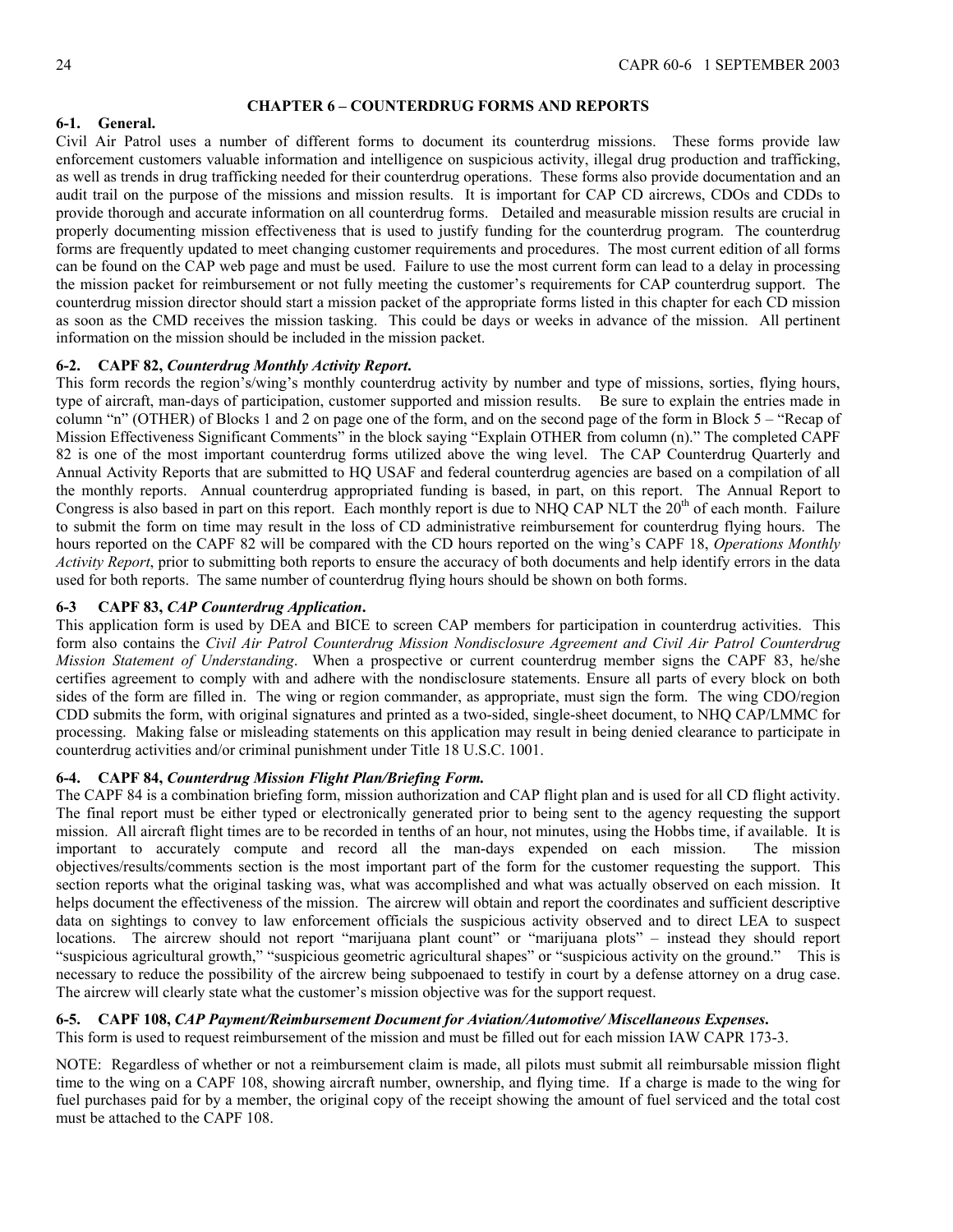## CHAPTER 6 – COUNTERDRUG FORMS AND REPORTS

**6-1. General.**
Civil Air Patrol uses a number of different forms to document its counterdrug missions. These forms provide law enforcement customers valuable information and intelligence on suspicious activity, illegal drug production and trafficking, as well as trends in drug trafficking needed for their counterdrug operations. These forms also provide documentation and an audit trail on the purpose of the missions and mission results. It is important for CAP CD aircrews, CDOs and CDDs to provide thorough and accurate information on all counterdrug forms. Detailed and measurable mission results are crucial in properly documenting mission effectiveness that is used to justify funding for the counterdrug program. The counterdrug forms are frequently updated to meet changing customer requirements and procedures. The most current edition of all forms can be found on the CAP web page and must be used. Failure to use the most current form can lead to a delay in processing the mission packet for reimbursement or not fully meeting the customer's requirements for CAP counterdrug support. The counterdrug mission director should start a mission packet of the appropriate forms listed in this chapter for each CD mission as soon as the CMD receives the mission tasking. This could be days or weeks in advance of the mission. All pertinent information on the mission should be included in the mission packet.

**6-2. CAPF 82, *Counterdrug Monthly Activity Report*.**
This form records the region's/wing's monthly counterdrug activity by number and type of missions, sorties, flying hours, type of aircraft, man-days of participation, customer supported and mission results. Be sure to explain the entries made in column "n" (OTHER) of Blocks 1 and 2 on page one of the form, and on the second page of the form in Block 5 – "Recap of Mission Effectiveness Significant Comments" in the block saying "Explain OTHER from column (n)." The completed CAPF 82 is one of the most important counterdrug forms utilized above the wing level. The CAP Counterdrug Quarterly and Annual Activity Reports that are submitted to HQ USAF and federal counterdrug agencies are based on a compilation of all the monthly reports. Annual counterdrug appropriated funding is based, in part, on this report. The Annual Report to Congress is also based in part on this report. Each monthly report is due to NHQ CAP NLT the 20th of each month. Failure to submit the form on time may result in the loss of CD administrative reimbursement for counterdrug flying hours. The hours reported on the CAPF 82 will be compared with the CD hours reported on the wing's CAPF 18, *Operations Monthly Activity Report*, prior to submitting both reports to ensure the accuracy of both documents and help identify errors in the data used for both reports. The same number of counterdrug flying hours should be shown on both forms.

**6-3 CAPF 83, *CAP Counterdrug Application*.**
This application form is used by DEA and BICE to screen CAP members for participation in counterdrug activities. This form also contains the *Civil Air Patrol Counterdrug Mission Nondisclosure Agreement and Civil Air Patrol Counterdrug Mission Statement of Understanding*. When a prospective or current counterdrug member signs the CAPF 83, he/she certifies agreement to comply with and adhere with the nondisclosure statements. Ensure all parts of every block on both sides of the form are filled in. The wing or region commander, as appropriate, must sign the form. The wing CDO/region CDD submits the form, with original signatures and printed as a two-sided, single-sheet document, to NHQ CAP/LMMC for processing. Making false or misleading statements on this application may result in being denied clearance to participate in counterdrug activities and/or criminal punishment under Title 18 U.S.C. 1001.

**6-4. CAPF 84, *Counterdrug Mission Flight Plan/Briefing Form.***
The CAPF 84 is a combination briefing form, mission authorization and CAP flight plan and is used for all CD flight activity. The final report must be either typed or electronically generated prior to being sent to the agency requesting the support mission. All aircraft flight times are to be recorded in tenths of an hour, not minutes, using the Hobbs time, if available. It is important to accurately compute and record all the man-days expended on each mission. The mission objectives/results/comments section is the most important part of the form for the customer requesting the support. This section reports what the original tasking was, what was accomplished and what was actually observed on each mission. It helps document the effectiveness of the mission. The aircrew will obtain and report the coordinates and sufficient descriptive data on sightings to convey to law enforcement officials the suspicious activity observed and to direct LEA to suspect locations. The aircrew should not report "marijuana plant count" or "marijuana plots" – instead they should report "suspicious agricultural growth," "suspicious geometric agricultural shapes" or "suspicious activity on the ground." This is necessary to reduce the possibility of the aircrew being subpoenaed to testify in court by a defense attorney on a drug case. The aircrew will clearly state what the customer's mission objective was for the support request.

**6-5. CAPF 108, *CAP Payment/Reimbursement Document for Aviation/Automotive/ Miscellaneous Expenses*.**
This form is used to request reimbursement of the mission and must be filled out for each mission IAW CAPR 173-3.

NOTE: Regardless of whether or not a reimbursement claim is made, all pilots must submit all reimbursable mission flight time to the wing on a CAPF 108, showing aircraft number, ownership, and flying time. If a charge is made to the wing for fuel purchases paid for by a member, the original copy of the receipt showing the amount of fuel serviced and the total cost must be attached to the CAPF 108.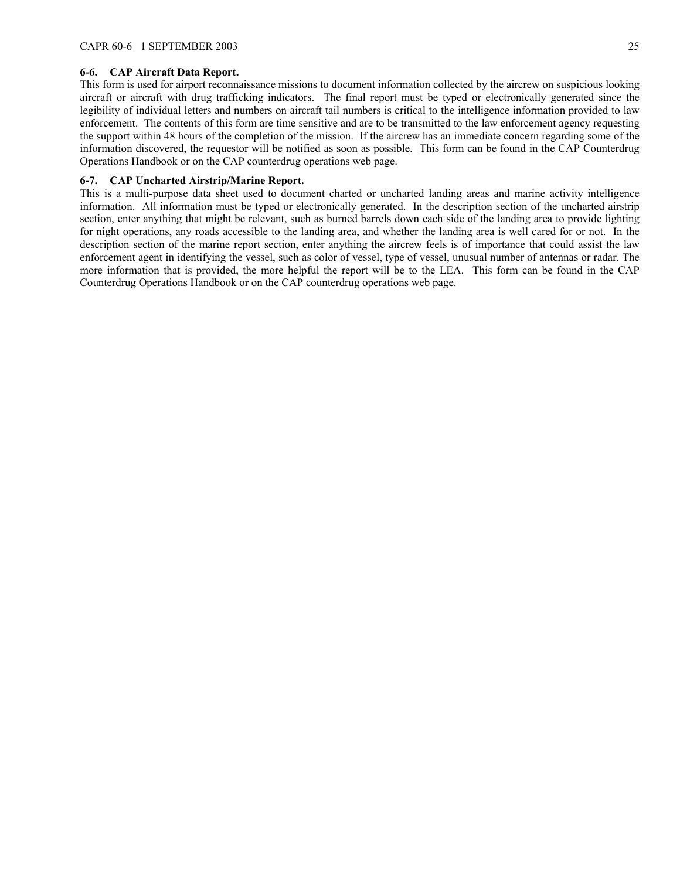**6-6. CAP Aircraft Data Report.**
This form is used for airport reconnaissance missions to document information collected by the aircrew on suspicious looking aircraft or aircraft with drug trafficking indicators. The final report must be typed or electronically generated since the legibility of individual letters and numbers on aircraft tail numbers is critical to the intelligence information provided to law enforcement. The contents of this form are time sensitive and are to be transmitted to the law enforcement agency requesting the support within 48 hours of the completion of the mission. If the aircrew has an immediate concern regarding some of the information discovered, the requestor will be notified as soon as possible. This form can be found in the CAP Counterdrug Operations Handbook or on the CAP counterdrug operations web page.

**6-7. CAP Uncharted Airstrip/Marine Report.**
This is a multi-purpose data sheet used to document charted or uncharted landing areas and marine activity intelligence information. All information must be typed or electronically generated. In the description section of the uncharted airstrip section, enter anything that might be relevant, such as burned barrels down each side of the landing area to provide lighting for night operations, any roads accessible to the landing area, and whether the landing area is well cared for or not. In the description section of the marine report section, enter anything the aircrew feels is of importance that could assist the law enforcement agent in identifying the vessel, such as color of vessel, type of vessel, unusual number of antennas or radar. The more information that is provided, the more helpful the report will be to the LEA. This form can be found in the CAP Counterdrug Operations Handbook or on the CAP counterdrug operations web page.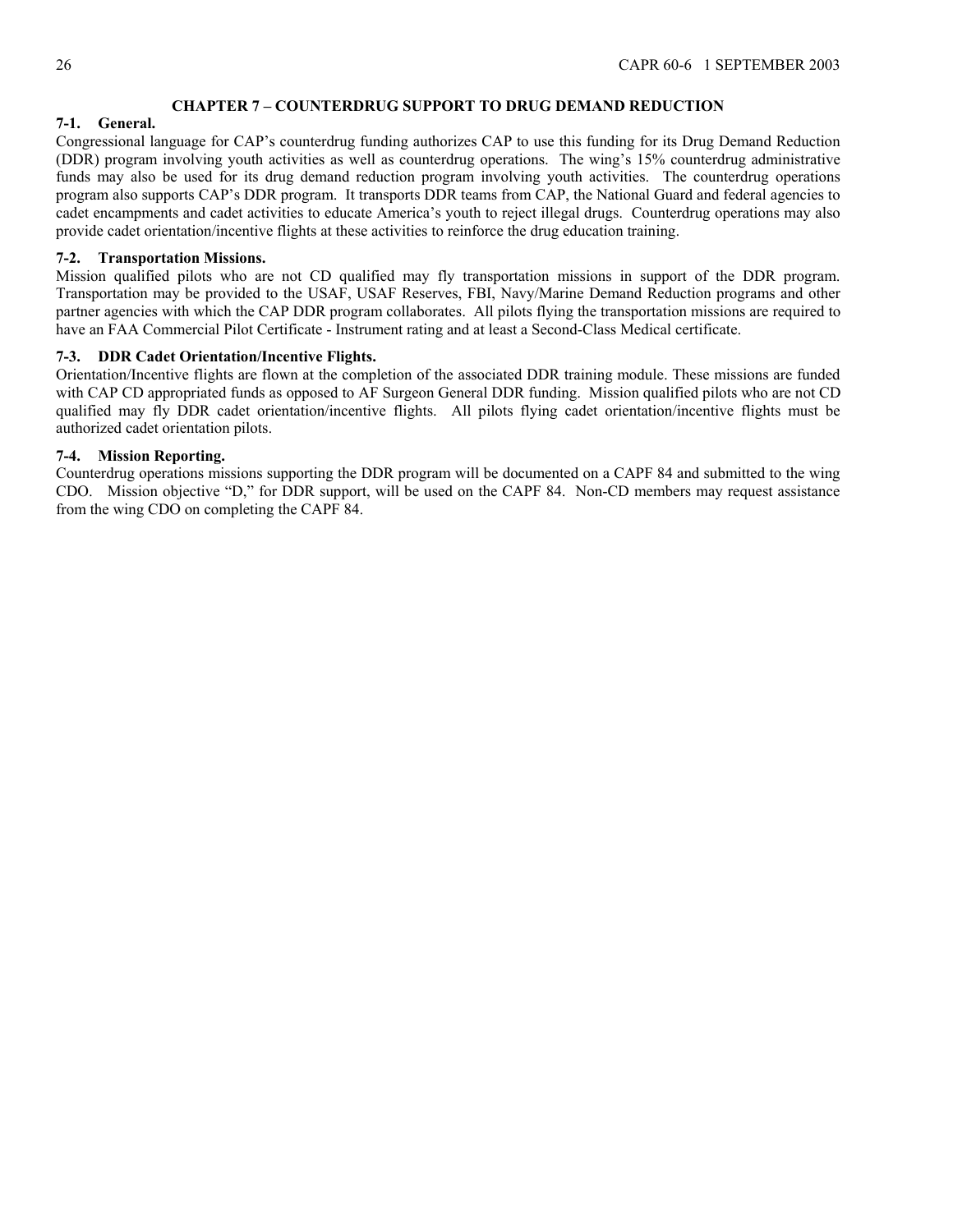## CHAPTER 7 – COUNTERDRUG SUPPORT TO DRUG DEMAND REDUCTION

### 7-1. General.

Congressional language for CAP's counterdrug funding authorizes CAP to use this funding for its Drug Demand Reduction (DDR) program involving youth activities as well as counterdrug operations. The wing's 15% counterdrug administrative funds may also be used for its drug demand reduction program involving youth activities. The counterdrug operations program also supports CAP's DDR program. It transports DDR teams from CAP, the National Guard and federal agencies to cadet encampments and cadet activities to educate America's youth to reject illegal drugs. Counterdrug operations may also provide cadet orientation/incentive flights at these activities to reinforce the drug education training.

### 7-2. Transportation Missions.

Mission qualified pilots who are not CD qualified may fly transportation missions in support of the DDR program. Transportation may be provided to the USAF, USAF Reserves, FBI, Navy/Marine Demand Reduction programs and other partner agencies with which the CAP DDR program collaborates. All pilots flying the transportation missions are required to have an FAA Commercial Pilot Certificate - Instrument rating and at least a Second-Class Medical certificate.

### 7-3. DDR Cadet Orientation/Incentive Flights.

Orientation/Incentive flights are flown at the completion of the associated DDR training module. These missions are funded with CAP CD appropriated funds as opposed to AF Surgeon General DDR funding. Mission qualified pilots who are not CD qualified may fly DDR cadet orientation/incentive flights. All pilots flying cadet orientation/incentive flights must be authorized cadet orientation pilots.

### 7-4. Mission Reporting.

Counterdrug operations missions supporting the DDR program will be documented on a CAPF 84 and submitted to the wing CDO. Mission objective "D," for DDR support, will be used on the CAPF 84. Non-CD members may request assistance from the wing CDO on completing the CAPF 84.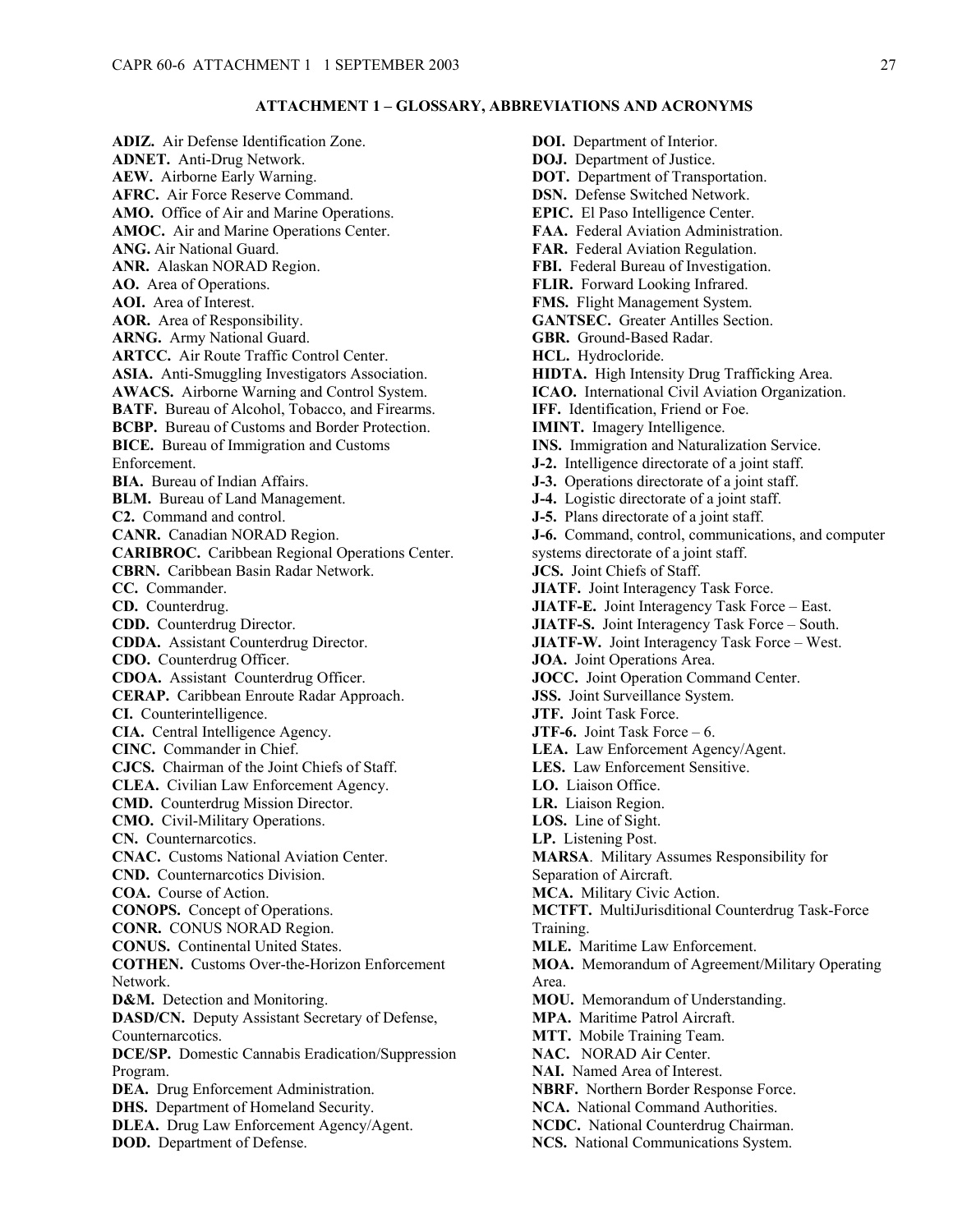## ATTACHMENT 1 – GLOSSARY, ABBREVIATIONS AND ACRONYMS

**ADIZ.** Air Defense Identification Zone.
**ADNET.** Anti-Drug Network.
**AEW.** Airborne Early Warning.
**AFRC.** Air Force Reserve Command.
**AMO.** Office of Air and Marine Operations.
**AMOC.** Air and Marine Operations Center.
**ANG.** Air National Guard.
**ANR.** Alaskan NORAD Region.
**AO.** Area of Operations.
**AOI.** Area of Interest.
**AOR.** Area of Responsibility.
**ARNG.** Army National Guard.
**ARTCC.** Air Route Traffic Control Center.
**ASIA.** Anti-Smuggling Investigators Association.
**AWACS.** Airborne Warning and Control System.
**BATF.** Bureau of Alcohol, Tobacco, and Firearms.
**BCBP.** Bureau of Customs and Border Protection.
**BICE.** Bureau of Immigration and Customs Enforcement.
**BIA.** Bureau of Indian Affairs.
**BLM.** Bureau of Land Management.
**C2.** Command and control.
**CANR.** Canadian NORAD Region.
**CARIBROC.** Caribbean Regional Operations Center.
**CBRN.** Caribbean Basin Radar Network.
**CC.** Commander.
**CD.** Counterdrug.
**CDD.** Counterdrug Director.
**CDDA.** Assistant Counterdrug Director.
**CDO.** Counterdrug Officer.
**CDOA.** Assistant Counterdrug Officer.
**CERAP.** Caribbean Enroute Radar Approach.
**CI.** Counterintelligence.
**CIA.** Central Intelligence Agency.
**CINC.** Commander in Chief.
**CJCS.** Chairman of the Joint Chiefs of Staff.
**CLEA.** Civilian Law Enforcement Agency.
**CMD.** Counterdrug Mission Director.
**CMO.** Civil-Military Operations.
**CN.** Counternarcotics.
**CNAC.** Customs National Aviation Center.
**CND.** Counternarcotics Division.
**COA.** Course of Action.
**CONOPS.** Concept of Operations.
**CONR.** CONUS NORAD Region.
**CONUS.** Continental United States.
**COTHEN.** Customs Over-the-Horizon Enforcement Network.
**D&M.** Detection and Monitoring.
**DASD/CN.** Deputy Assistant Secretary of Defense, Counternarcotics.
**DCE/SP.** Domestic Cannabis Eradication/Suppression Program.
**DEA.** Drug Enforcement Administration.
**DHS.** Department of Homeland Security.
**DLEA.** Drug Law Enforcement Agency/Agent.
**DOD.** Department of Defense.
**DOI.** Department of Interior.
**DOJ.** Department of Justice.
**DOT.** Department of Transportation.
**DSN.** Defense Switched Network.
**EPIC.** El Paso Intelligence Center.
**FAA.** Federal Aviation Administration.
**FAR.** Federal Aviation Regulation.
**FBI.** Federal Bureau of Investigation.
**FLIR.** Forward Looking Infrared.
**FMS.** Flight Management System.
**GANTSEC.** Greater Antilles Section.
**GBR.** Ground-Based Radar.
**HCL.** Hydrocloride.
**HIDTA.** High Intensity Drug Trafficking Area.
**ICAO.** International Civil Aviation Organization.
**IFF.** Identification, Friend or Foe.
**IMINT.** Imagery Intelligence.
**INS.** Immigration and Naturalization Service.
**J-2.** Intelligence directorate of a joint staff.
**J-3.** Operations directorate of a joint staff.
**J-4.** Logistic directorate of a joint staff.
**J-5.** Plans directorate of a joint staff.
**J-6.** Command, control, communications, and computer systems directorate of a joint staff.
**JCS.** Joint Chiefs of Staff.
**JIATF.** Joint Interagency Task Force.
**JIATF-E.** Joint Interagency Task Force – East.
**JIATF-S.** Joint Interagency Task Force – South.
**JIATF-W.** Joint Interagency Task Force – West.
**JOA.** Joint Operations Area.
**JOCC.** Joint Operation Command Center.
**JSS.** Joint Surveillance System.
**JTF.** Joint Task Force.
**JTF-6.** Joint Task Force – 6.
**LEA.** Law Enforcement Agency/Agent.
**LES.** Law Enforcement Sensitive.
**LO.** Liaison Office.
**LR.** Liaison Region.
**LOS.** Line of Sight.
**LP.** Listening Post.
**MARSA**. Military Assumes Responsibility for Separation of Aircraft.
**MCA.** Military Civic Action.
**MCTFT.** MultiJurisditional Counterdrug Task-Force Training.
**MLE.** Maritime Law Enforcement.
**MOA.** Memorandum of Agreement/Military Operating Area.
**MOU.** Memorandum of Understanding.
**MPA.** Maritime Patrol Aircraft.
**MTT.** Mobile Training Team.
**NAC.** NORAD Air Center.
**NAI.** Named Area of Interest.
**NBRF.** Northern Border Response Force.
**NCA.** National Command Authorities.
**NCDC.** National Counterdrug Chairman.
**NCS.** National Communications System.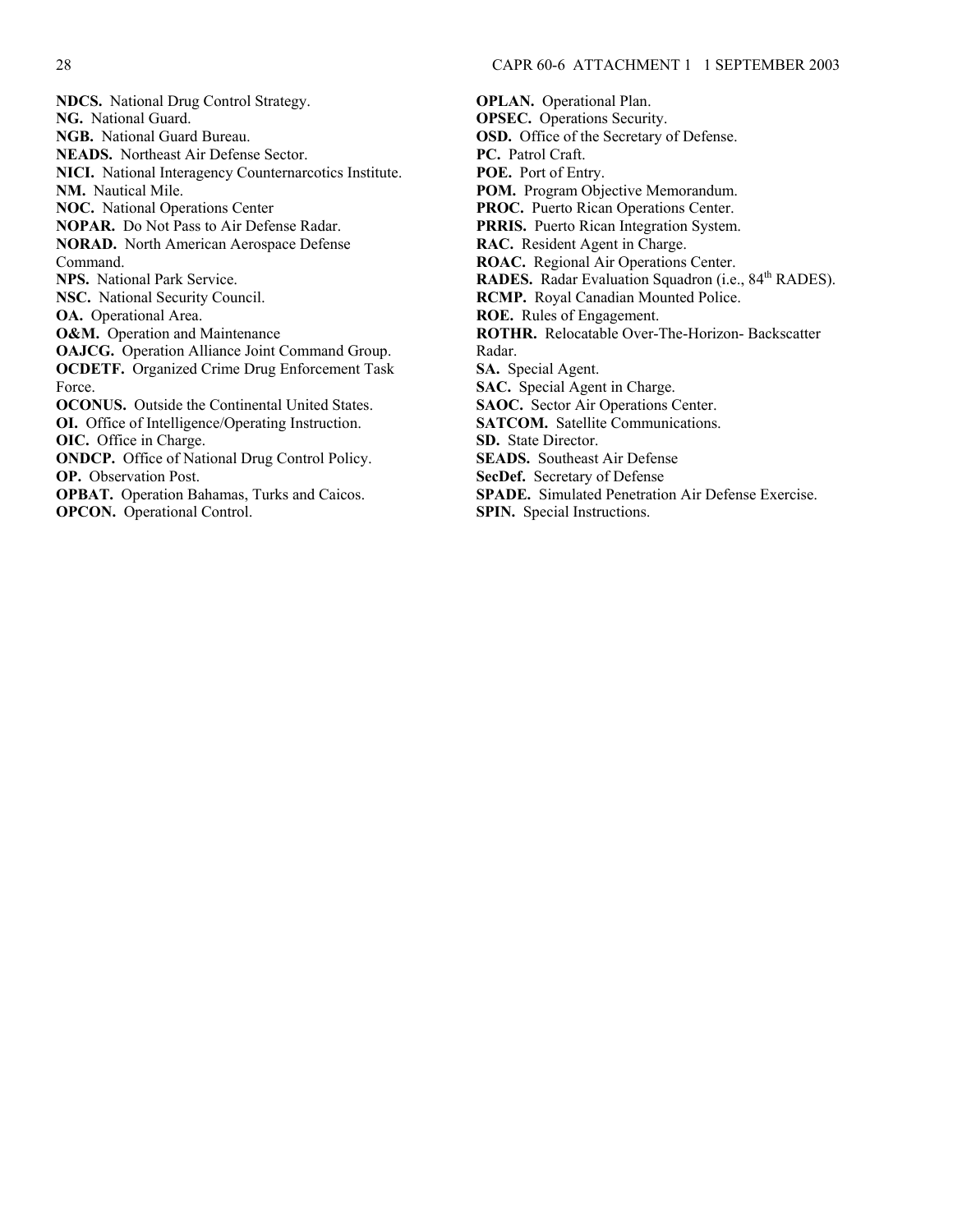**NDCS.** National Drug Control Strategy.
**NG.** National Guard.
**NGB.** National Guard Bureau.
**NEADS.** Northeast Air Defense Sector.
**NICI.** National Interagency Counternarcotics Institute.
**NM.** Nautical Mile.
**NOC.** National Operations Center
**NOPAR.** Do Not Pass to Air Defense Radar.
**NORAD.** North American Aerospace Defense Command.
**NPS.** National Park Service.
**NSC.** National Security Council.
**OA.** Operational Area.
**O&M.** Operation and Maintenance
**OAJCG.** Operation Alliance Joint Command Group.
**OCDETF.** Organized Crime Drug Enforcement Task Force.
**OCONUS.** Outside the Continental United States.
**OI.** Office of Intelligence/Operating Instruction.
**OIC.** Office in Charge.
**ONDCP.** Office of National Drug Control Policy.
**OP.** Observation Post.
**OPBAT.** Operation Bahamas, Turks and Caicos.
**OPCON.** Operational Control.
**OPLAN.** Operational Plan.
**OPSEC.** Operations Security.
**OSD.** Office of the Secretary of Defense.
**PC.** Patrol Craft.
**POE.** Port of Entry.
**POM.** Program Objective Memorandum.
**PROC.** Puerto Rican Operations Center.
**PRRIS.** Puerto Rican Integration System.
**RAC.** Resident Agent in Charge.
**ROAC.** Regional Air Operations Center.
**RADES.** Radar Evaluation Squadron (i.e., 84th RADES).
**RCMP.** Royal Canadian Mounted Police.
**ROE.** Rules of Engagement.
**ROTHR.** Relocatable Over-The-Horizon- Backscatter Radar.
**SA.** Special Agent.
**SAC.** Special Agent in Charge.
**SAOC.** Sector Air Operations Center.
**SATCOM.** Satellite Communications.
**SD.** State Director.
**SEADS.** Southeast Air Defense
**SecDef.** Secretary of Defense
**SPADE.** Simulated Penetration Air Defense Exercise.
**SPIN.** Special Instructions.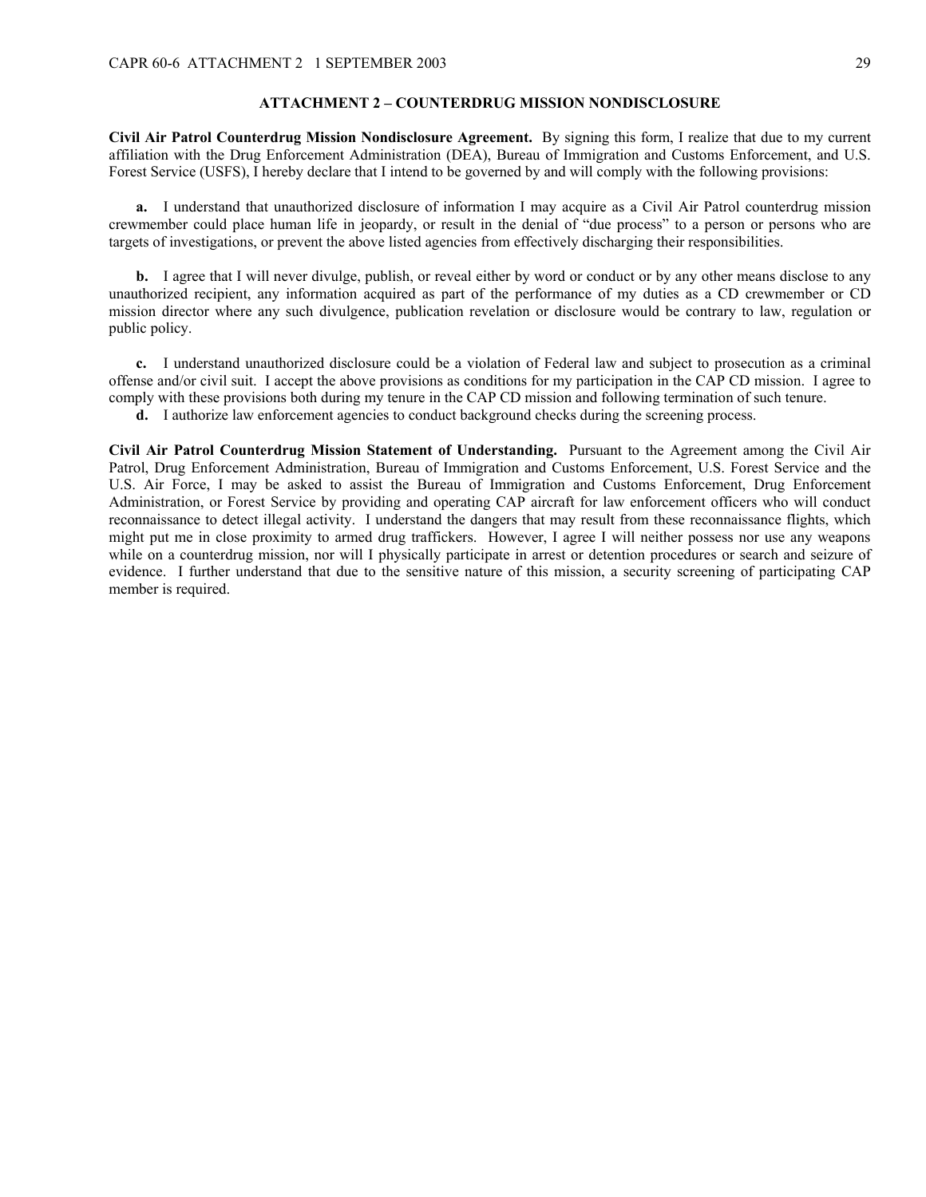## ATTACHMENT 2 – COUNTERDRUG MISSION NONDISCLOSURE

**Civil Air Patrol Counterdrug Mission Nondisclosure Agreement.** By signing this form, I realize that due to my current affiliation with the Drug Enforcement Administration (DEA), Bureau of Immigration and Customs Enforcement, and U.S. Forest Service (USFS), I hereby declare that I intend to be governed by and will comply with the following provisions:

**a.** I understand that unauthorized disclosure of information I may acquire as a Civil Air Patrol counterdrug mission crewmember could place human life in jeopardy, or result in the denial of "due process" to a person or persons who are targets of investigations, or prevent the above listed agencies from effectively discharging their responsibilities.

**b.** I agree that I will never divulge, publish, or reveal either by word or conduct or by any other means disclose to any unauthorized recipient, any information acquired as part of the performance of my duties as a CD crewmember or CD mission director where any such divulgence, publication revelation or disclosure would be contrary to law, regulation or public policy.

**c.** I understand unauthorized disclosure could be a violation of Federal law and subject to prosecution as a criminal offense and/or civil suit. I accept the above provisions as conditions for my participation in the CAP CD mission. I agree to comply with these provisions both during my tenure in the CAP CD mission and following termination of such tenure.

**d.** I authorize law enforcement agencies to conduct background checks during the screening process.

**Civil Air Patrol Counterdrug Mission Statement of Understanding.** Pursuant to the Agreement among the Civil Air Patrol, Drug Enforcement Administration, Bureau of Immigration and Customs Enforcement, U.S. Forest Service and the U.S. Air Force, I may be asked to assist the Bureau of Immigration and Customs Enforcement, Drug Enforcement Administration, or Forest Service by providing and operating CAP aircraft for law enforcement officers who will conduct reconnaissance to detect illegal activity. I understand the dangers that may result from these reconnaissance flights, which might put me in close proximity to armed drug traffickers. However, I agree I will neither possess nor use any weapons while on a counterdrug mission, nor will I physically participate in arrest or detention procedures or search and seizure of evidence. I further understand that due to the sensitive nature of this mission, a security screening of participating CAP member is required.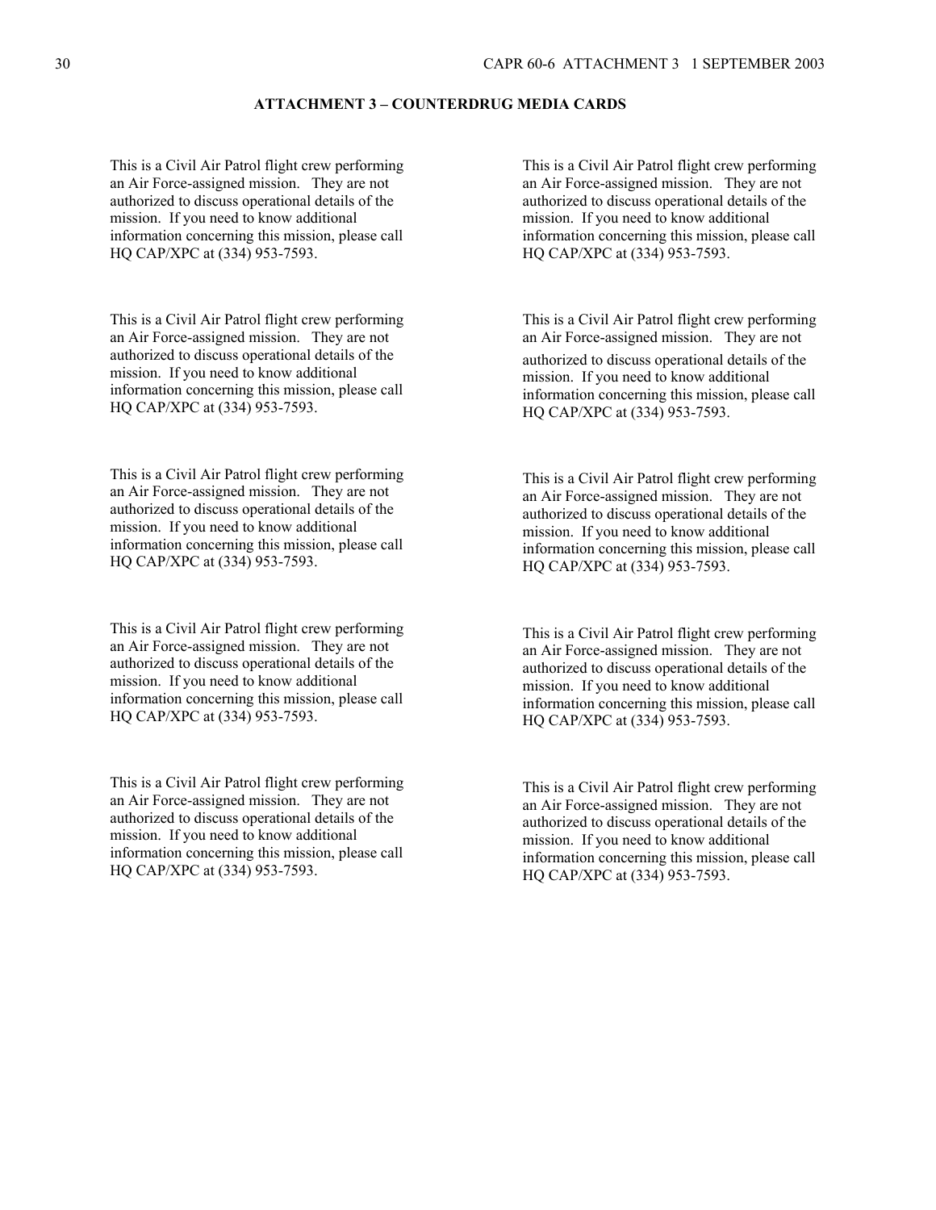**ATTACHMENT 3 – COUNTERDRUG MEDIA CARDS**

This is a Civil Air Patrol flight crew performing an Air Force-assigned mission. They are not authorized to discuss operational details of the mission. If you need to know additional information concerning this mission, please call HQ CAP/XPC at (334) 953-7593.

This is a Civil Air Patrol flight crew performing an Air Force-assigned mission. They are not authorized to discuss operational details of the mission. If you need to know additional information concerning this mission, please call HQ CAP/XPC at (334) 953-7593.

This is a Civil Air Patrol flight crew performing an Air Force-assigned mission. They are not authorized to discuss operational details of the mission. If you need to know additional information concerning this mission, please call HQ CAP/XPC at (334) 953-7593.

This is a Civil Air Patrol flight crew performing an Air Force-assigned mission. They are not authorized to discuss operational details of the mission. If you need to know additional information concerning this mission, please call HQ CAP/XPC at (334) 953-7593.

This is a Civil Air Patrol flight crew performing an Air Force-assigned mission. They are not authorized to discuss operational details of the mission. If you need to know additional information concerning this mission, please call HQ CAP/XPC at (334) 953-7593.

This is a Civil Air Patrol flight crew performing an Air Force-assigned mission. They are not authorized to discuss operational details of the mission. If you need to know additional information concerning this mission, please call HQ CAP/XPC at (334) 953-7593.

This is a Civil Air Patrol flight crew performing an Air Force-assigned mission. They are not authorized to discuss operational details of the mission. If you need to know additional information concerning this mission, please call HQ CAP/XPC at (334) 953-7593.

This is a Civil Air Patrol flight crew performing an Air Force-assigned mission. They are not authorized to discuss operational details of the mission. If you need to know additional information concerning this mission, please call HQ CAP/XPC at (334) 953-7593.

This is a Civil Air Patrol flight crew performing an Air Force-assigned mission. They are not authorized to discuss operational details of the mission. If you need to know additional information concerning this mission, please call HQ CAP/XPC at (334) 953-7593.

This is a Civil Air Patrol flight crew performing an Air Force-assigned mission. They are not authorized to discuss operational details of the mission. If you need to know additional information concerning this mission, please call HQ CAP/XPC at (334) 953-7593.